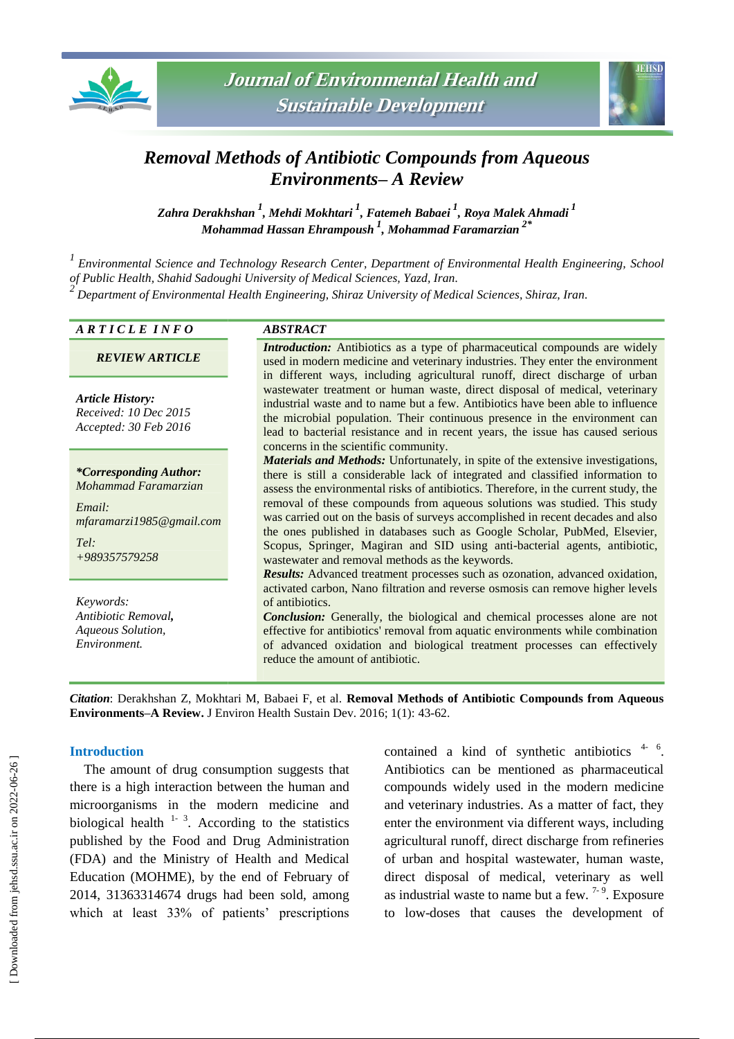# Removal Methods of Antibiotic Compounds from Aqueous Environments– A Review

*Zahra Derakhshan [1], Mehdi Mokhtari [1], Fatemeh Babaei [1], Roya Malek Ahmadi [1], Mohammad Hassan Ehrampoush [1], Mohammad Faramarzian [2*]*

[1] *Environmental Science and Technology Research Center, Department of Environmental Health Engineering, School of Public Health, Shahid Sadoughi University of Medical Sciences, Yazd, Iran.*

[2] *Department of Environmental Health Engineering, Shiraz University of Medical Sciences, Shiraz, Iran.*

**ARTICLE INFO**

***REVIEW ARTICLE***

***Article History:***
*Received: 10 Dec 2015*
*Accepted: 30 Feb 2016*

***\*Corresponding Author:***
*Mohammad Faramarzian*

*Email:*
*mfaramarzi1985@gmail.com*

*Tel:*
*+989357579258*

*Keywords:*
*Antibiotic Removal,*
*Aqueous Solution,*
*Environment.*

**ABSTRACT**

***Introduction:*** Antibiotics as a type of pharmaceutical compounds are widely used in modern medicine and veterinary industries. They enter the environment in different ways, including agricultural runoff, direct discharge of urban wastewater treatment or human waste, direct disposal of medical, veterinary industrial waste and to name but a few. Antibiotics have been able to influence the microbial population. Their continuous presence in the environment can lead to bacterial resistance and in recent years, the issue has caused serious concerns in the scientific community.

***Materials and Methods:*** Unfortunately, in spite of the extensive investigations, there is still a considerable lack of integrated and classified information to assess the environmental risks of antibiotics. Therefore, in the current study, the removal of these compounds from aqueous solutions was studied. This study was carried out on the basis of surveys accomplished in recent decades and also the ones published in databases such as Google Scholar, PubMed, Elsevier, Scopus, Springer, Magiran and SID using anti-bacterial agents, antibiotic, wastewater and removal methods as the keywords.

***Results:*** Advanced treatment processes such as ozonation, advanced oxidation, activated carbon, Nano filtration and reverse osmosis can remove higher levels of antibiotics.

***Conclusion:*** Generally, the biological and chemical processes alone are not effective for antibiotics' removal from aquatic environments while combination of advanced oxidation and biological treatment processes can effectively reduce the amount of antibiotic.

***Citation***: Derakhshan Z, Mokhtari M, Babaei F, et al. **Removal Methods of Antibiotic Compounds from Aqueous Environments–A Review.** J Environ Health Sustain Dev. 2016; 1(1): 43-62.

## Introduction

The amount of drug consumption suggests that there is a high interaction between the human and microorganisms in the modern medicine and biological health [1-3]. According to the statistics published by the Food and Drug Administration (FDA) and the Ministry of Health and Medical Education (MOHME), by the end of February of 2014, 31363314674 drugs had been sold, among which at least 33% of patients' prescriptions contained a kind of synthetic antibiotics [4-6]. Antibiotics can be mentioned as pharmaceutical compounds widely used in the modern medicine and veterinary industries. As a matter of fact, they enter the environment via different ways, including agricultural runoff, direct discharge from refineries of urban and hospital wastewater, human waste, direct disposal of medical, veterinary as well as industrial waste to name but a few. [7-9]. Exposure to low-doses that causes the development of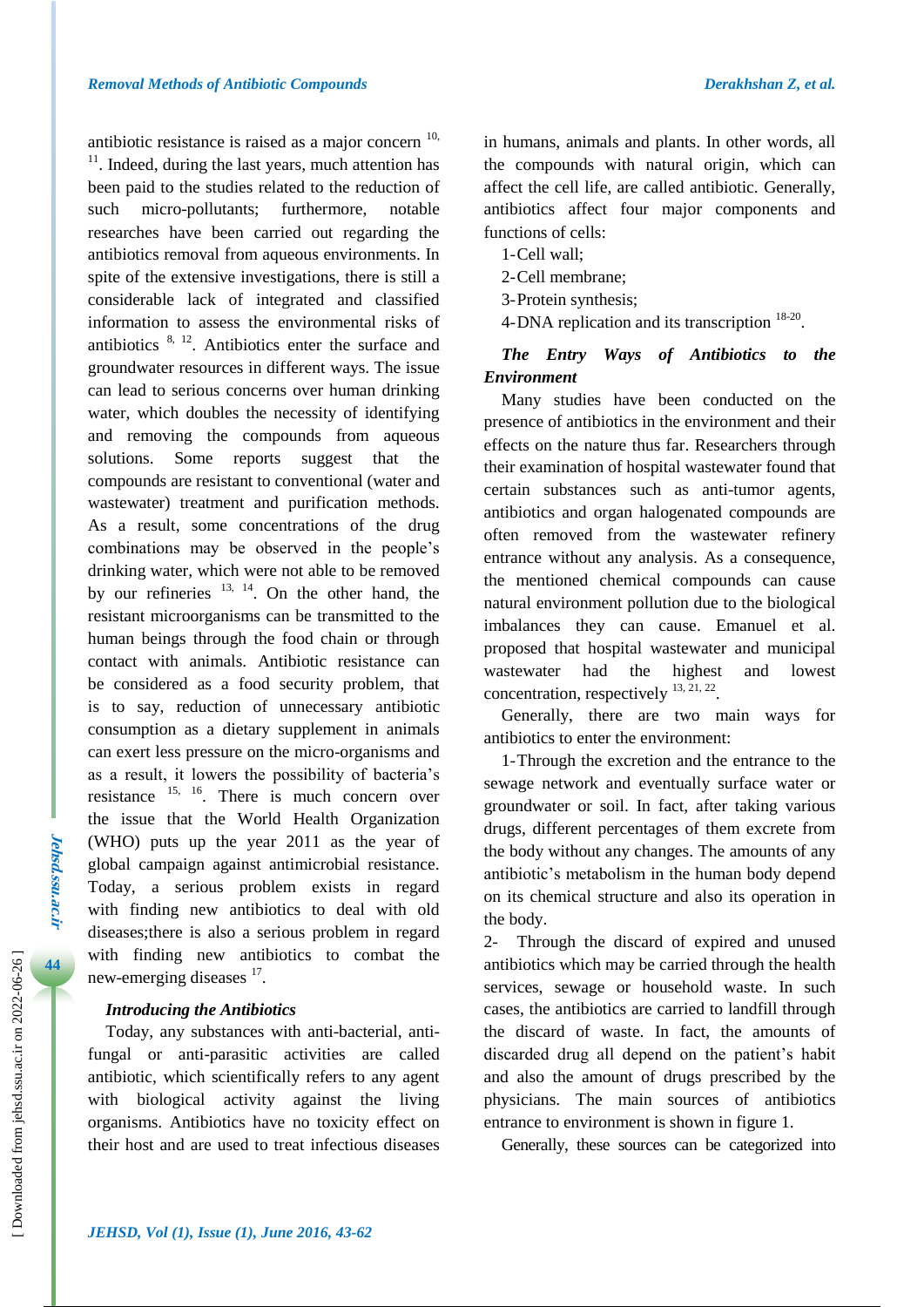antibiotic resistance is raised as a major concern [10, 11]. Indeed, during the last years, much attention has been paid to the studies related to the reduction of such micro-pollutants; furthermore, notable researches have been carried out regarding the antibiotics removal from aqueous environments. In spite of the extensive investigations, there is still a considerable lack of integrated and classified information to assess the environmental risks of antibiotics [8, 12]. Antibiotics enter the surface and groundwater resources in different ways. The issue can lead to serious concerns over human drinking water, which doubles the necessity of identifying and removing the compounds from aqueous solutions. Some reports suggest that the compounds are resistant to conventional (water and wastewater) treatment and purification methods. As a result, some concentrations of the drug combinations may be observed in the people's drinking water, which were not able to be removed by our refineries [13, 14]. On the other hand, the resistant microorganisms can be transmitted to the human beings through the food chain or through contact with animals. Antibiotic resistance can be considered as a food security problem, that is to say, reduction of unnecessary antibiotic consumption as a dietary supplement in animals can exert less pressure on the micro-organisms and as a result, it lowers the possibility of bacteria's resistance [15, 16]. There is much concern over the issue that the World Health Organization (WHO) puts up the year 2011 as the year of global campaign against antimicrobial resistance. Today, a serious problem exists in regard with finding new antibiotics to deal with old diseases;there is also a serious problem in regard with finding new antibiotics to combat the new-emerging diseases [17].

### *Introducing the Antibiotics*

Today, any substances with anti-bacterial, anti-fungal or anti-parasitic activities are called antibiotic, which scientifically refers to any agent with biological activity against the living organisms. Antibiotics have no toxicity effect on their host and are used to treat infectious diseases in humans, animals and plants. In other words, all the compounds with natural origin, which can affect the cell life, are called antibiotic. Generally, antibiotics affect four major components and functions of cells:

1-Cell wall;

2-Cell membrane;

3-Protein synthesis;

4-DNA replication and its transcription [18-20].

### *The Entry Ways of Antibiotics to the Environment*

Many studies have been conducted on the presence of antibiotics in the environment and their effects on the nature thus far. Researchers through their examination of hospital wastewater found that certain substances such as anti-tumor agents, antibiotics and organ halogenated compounds are often removed from the wastewater refinery entrance without any analysis. As a consequence, the mentioned chemical compounds can cause natural environment pollution due to the biological imbalances they can cause. Emanuel et al. proposed that hospital wastewater and municipal wastewater had the highest and lowest concentration, respectively [13, 21, 22].

Generally, there are two main ways for antibiotics to enter the environment:

1-Through the excretion and the entrance to the sewage network and eventually surface water or groundwater or soil. In fact, after taking various drugs, different percentages of them excrete from the body without any changes. The amounts of any antibiotic's metabolism in the human body depend on its chemical structure and also its operation in the body.

2- Through the discard of expired and unused antibiotics which may be carried through the health services, sewage or household waste. In such cases, the antibiotics are carried to landfill through the discard of waste. In fact, the amounts of discarded drug all depend on the patient's habit and also the amount of drugs prescribed by the physicians. The main sources of antibiotics entrance to environment is shown in figure 1.

Generally, these sources can be categorized into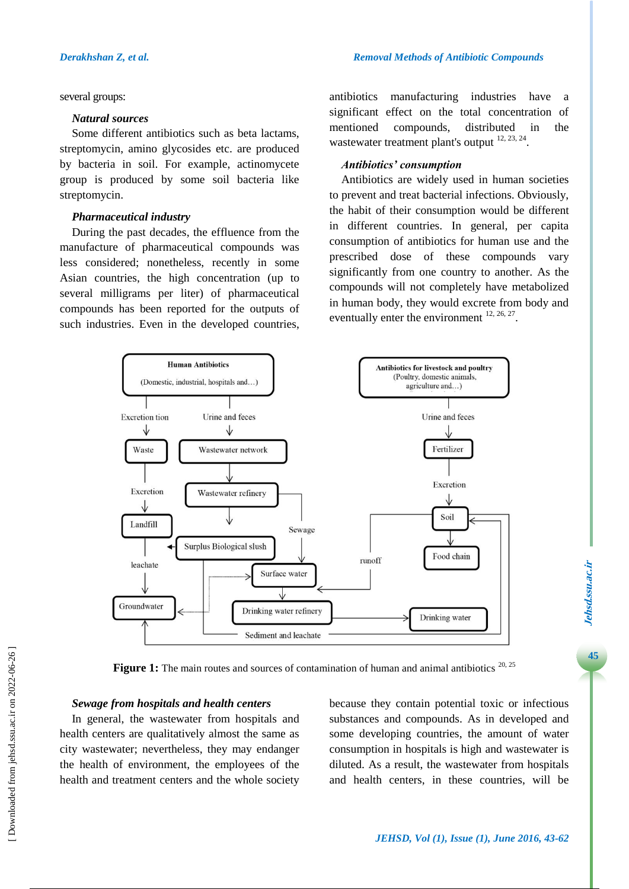several groups:

### *Natural sources*

Some different antibiotics such as beta lactams, streptomycin, amino glycosides etc. are produced by bacteria in soil. For example, actinomycete group is produced by some soil bacteria like streptomycin.

### *Pharmaceutical industry*

During the past decades, the effluence from the manufacture of pharmaceutical compounds was less considered; nonetheless, recently in some Asian countries, the high concentration (up to several milligrams per liter) of pharmaceutical compounds has been reported for the outputs of such industries. Even in the developed countries, antibiotics manufacturing industries have a significant effect on the total concentration of mentioned compounds, distributed in the wastewater treatment plant's output [12, 23, 24].

### *Antibiotics' consumption*

Antibiotics are widely used in human societies to prevent and treat bacterial infections. Obviously, the habit of their consumption would be different in different countries. In general, per capita consumption of antibiotics for human use and the prescribed dose of these compounds vary significantly from one country to another. As the compounds will not completely have metabolized in human body, they would excrete from body and eventually enter the environment [12, 26, 27].

**Figure 1:** The main routes and sources of contamination of human and animal antibiotics [20, 25]

### *Sewage from hospitals and health centers*

In general, the wastewater from hospitals and health centers are qualitatively almost the same as city wastewater; nevertheless, they may endanger the health of environment, the employees of the health and treatment centers and the whole society because they contain potential toxic or infectious substances and compounds. As in developed and some developing countries, the amount of water consumption in hospitals is high and wastewater is diluted. As a result, the wastewater from hospitals and health centers, in these countries, will be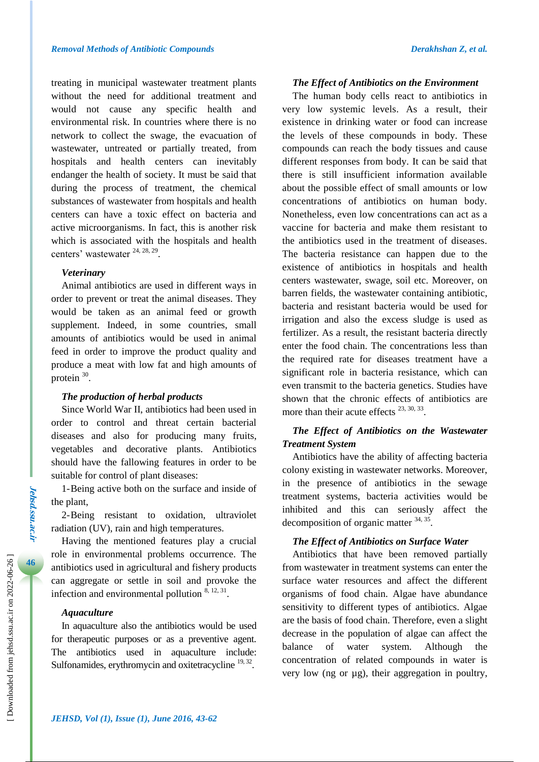treating in municipal wastewater treatment plants without the need for additional treatment and would not cause any specific health and environmental risk. In countries where there is no network to collect the swage, the evacuation of wastewater, untreated or partially treated, from hospitals and health centers can inevitably endanger the health of society. It must be said that during the process of treatment, the chemical substances of wastewater from hospitals and health centers can have a toxic effect on bacteria and active microorganisms. In fact, this is another risk which is associated with the hospitals and health centers' wastewater [24, 28, 29].

### *Veterinary*

Animal antibiotics are used in different ways in order to prevent or treat the animal diseases. They would be taken as an animal feed or growth supplement. Indeed, in some countries, small amounts of antibiotics would be used in animal feed in order to improve the product quality and produce a meat with low fat and high amounts of protein [30].

### *The production of herbal products*

Since World War II, antibiotics had been used in order to control and threat certain bacterial diseases and also for producing many fruits, vegetables and decorative plants. Antibiotics should have the fallowing features in order to be suitable for control of plant diseases:

1-Being active both on the surface and inside of the plant,

2-Being resistant to oxidation, ultraviolet radiation (UV), rain and high temperatures.

Having the mentioned features play a crucial role in environmental problems occurrence. The antibiotics used in agricultural and fishery products can aggregate or settle in soil and provoke the infection and environmental pollution [8, 12, 31].

### *Aquaculture*

In aquaculture also the antibiotics would be used for therapeutic purposes or as a preventive agent. The antibiotics used in aquaculture include: Sulfonamides, erythromycin and oxitetracycline [19, 32].

### *The Effect of Antibiotics on the Environment*

The human body cells react to antibiotics in very low systemic levels. As a result, their existence in drinking water or food can increase the levels of these compounds in body. These compounds can reach the body tissues and cause different responses from body. It can be said that there is still insufficient information available about the possible effect of small amounts or low concentrations of antibiotics on human body. Nonetheless, even low concentrations can act as a vaccine for bacteria and make them resistant to the antibiotics used in the treatment of diseases. The bacteria resistance can happen due to the existence of antibiotics in hospitals and health centers wastewater, swage, soil etc. Moreover, on barren fields, the wastewater containing antibiotic, bacteria and resistant bacteria would be used for irrigation and also the excess sludge is used as fertilizer. As a result, the resistant bacteria directly enter the food chain. The concentrations less than the required rate for diseases treatment have a significant role in bacteria resistance, which can even transmit to the bacteria genetics. Studies have shown that the chronic effects of antibiotics are more than their acute effects [23, 30, 33].

### *The Effect of Antibiotics on the Wastewater Treatment System*

Antibiotics have the ability of affecting bacteria colony existing in wastewater networks. Moreover, in the presence of antibiotics in the sewage treatment systems, bacteria activities would be inhibited and this can seriously affect the decomposition of organic matter [34, 35].

### *The Effect of Antibiotics on Surface Water*

Antibiotics that have been removed partially from wastewater in treatment systems can enter the surface water resources and affect the different organisms of food chain. Algae have abundance sensitivity to different types of antibiotics. Algae are the basis of food chain. Therefore, even a slight decrease in the population of algae can affect the balance of water system. Although the concentration of related compounds in water is very low (ng or µg), their aggregation in poultry,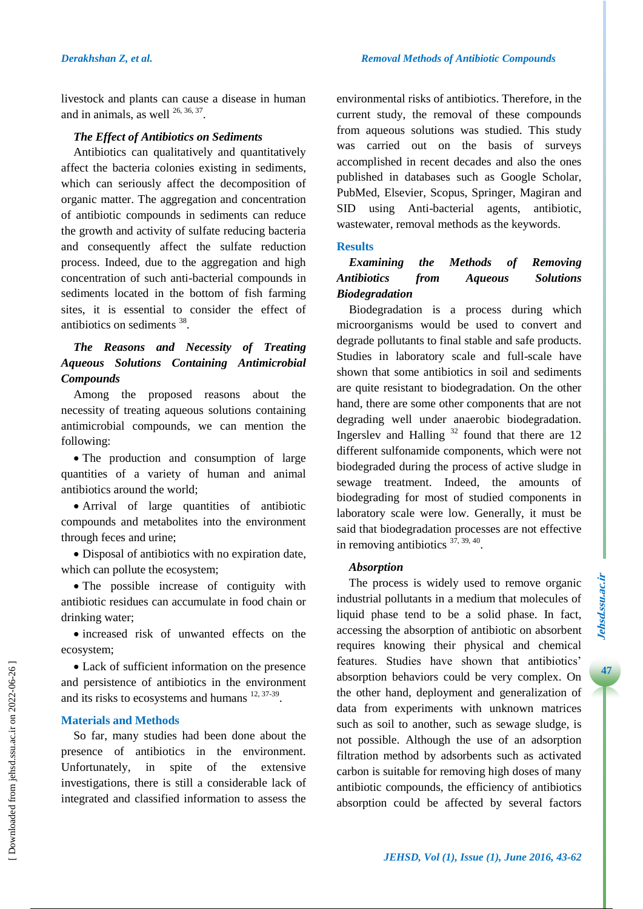livestock and plants can cause a disease in human and in animals, as well [26, 36, 37].

### *The Effect of Antibiotics on Sediments*

Antibiotics can qualitatively and quantitatively affect the bacteria colonies existing in sediments, which can seriously affect the decomposition of organic matter. The aggregation and concentration of antibiotic compounds in sediments can reduce the growth and activity of sulfate reducing bacteria and consequently affect the sulfate reduction process. Indeed, due to the aggregation and high concentration of such anti-bacterial compounds in sediments located in the bottom of fish farming sites, it is essential to consider the effect of antibiotics on sediments [38].

### *The Reasons and Necessity of Treating Aqueous Solutions Containing Antimicrobial Compounds*

Among the proposed reasons about the necessity of treating aqueous solutions containing antimicrobial compounds, we can mention the following:

- The production and consumption of large quantities of a variety of human and animal antibiotics around the world;
- Arrival of large quantities of antibiotic compounds and metabolites into the environment through feces and urine;
- Disposal of antibiotics with no expiration date, which can pollute the ecosystem;
- The possible increase of contiguity with antibiotic residues can accumulate in food chain or drinking water;
- increased risk of unwanted effects on the ecosystem;
- Lack of sufficient information on the presence and persistence of antibiotics in the environment and its risks to ecosystems and humans [12, 37-39].

## Materials and Methods

So far, many studies had been done about the presence of antibiotics in the environment. Unfortunately, in spite of the extensive investigations, there is still a considerable lack of integrated and classified information to assess the environmental risks of antibiotics. Therefore, in the current study, the removal of these compounds from aqueous solutions was studied. This study was carried out on the basis of surveys accomplished in recent decades and also the ones published in databases such as Google Scholar, PubMed, Elsevier, Scopus, Springer, Magiran and SID using Anti-bacterial agents, antibiotic, wastewater, removal methods as the keywords.

## Results

### *Examining the Methods of Removing Antibiotics from Aqueous Solutions*

### *Biodegradation*

Biodegradation is a process during which microorganisms would be used to convert and degrade pollutants to final stable and safe products. Studies in laboratory scale and full-scale have shown that some antibiotics in soil and sediments are quite resistant to biodegradation. On the other hand, there are some other components that are not degrading well under anaerobic biodegradation. Ingerslev and Halling [32] found that there are 12 different sulfonamide components, which were not biodegraded during the process of active sludge in sewage treatment. Indeed, the amounts of biodegrading for most of studied components in laboratory scale were low. Generally, it must be said that biodegradation processes are not effective in removing antibiotics [37, 39, 40].

### *Absorption*

The process is widely used to remove organic industrial pollutants in a medium that molecules of liquid phase tend to be a solid phase. In fact, accessing the absorption of antibiotic on absorbent requires knowing their physical and chemical features. Studies have shown that antibiotics' absorption behaviors could be very complex. On the other hand, deployment and generalization of data from experiments with unknown matrices such as soil to another, such as sewage sludge, is not possible. Although the use of an adsorption filtration method by adsorbents such as activated carbon is suitable for removing high doses of many antibiotic compounds, the efficiency of antibiotics absorption could be affected by several factors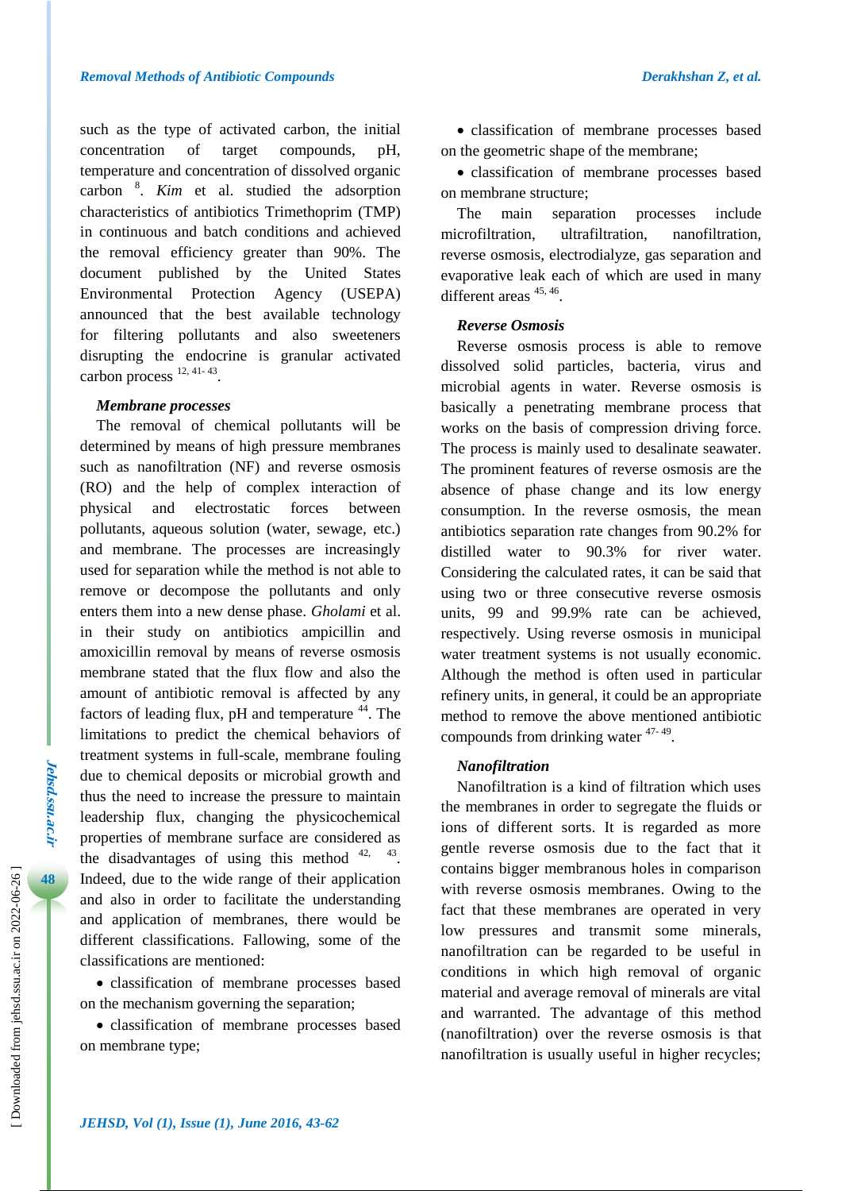such as the type of activated carbon, the initial concentration of target compounds, pH, temperature and concentration of dissolved organic carbon [8]. *Kim* et al. studied the adsorption characteristics of antibiotics Trimethoprim (TMP) in continuous and batch conditions and achieved the removal efficiency greater than 90%. The document published by the United States Environmental Protection Agency (USEPA) announced that the best available technology for filtering pollutants and also sweeteners disrupting the endocrine is granular activated carbon process [12, 41- 43].

### *Membrane processes*

The removal of chemical pollutants will be determined by means of high pressure membranes such as nanofiltration (NF) and reverse osmosis (RO) and the help of complex interaction of physical and electrostatic forces between pollutants, aqueous solution (water, sewage, etc.) and membrane. The processes are increasingly used for separation while the method is not able to remove or decompose the pollutants and only enters them into a new dense phase. *Gholami* et al. in their study on antibiotics ampicillin and amoxicillin removal by means of reverse osmosis membrane stated that the flux flow and also the amount of antibiotic removal is affected by any factors of leading flux, pH and temperature [44]. The limitations to predict the chemical behaviors of treatment systems in full-scale, membrane fouling due to chemical deposits or microbial growth and thus the need to increase the pressure to maintain leadership flux, changing the physicochemical properties of membrane surface are considered as the disadvantages of using this method [42, 43]. Indeed, due to the wide range of their application and also in order to facilitate the understanding and application of membranes, there would be different classifications. Fallowing, some of the classifications are mentioned:

- classification of membrane processes based on the mechanism governing the separation;
- classification of membrane processes based on membrane type;
- classification of membrane processes based on the geometric shape of the membrane;
- classification of membrane processes based on membrane structure;

The main separation processes include microfiltration, ultrafiltration, nanofiltration, reverse osmosis, electrodialyze, gas separation and evaporative leak each of which are used in many different areas [45, 46].

### *Reverse Osmosis*

Reverse osmosis process is able to remove dissolved solid particles, bacteria, virus and microbial agents in water. Reverse osmosis is basically a penetrating membrane process that works on the basis of compression driving force. The process is mainly used to desalinate seawater. The prominent features of reverse osmosis are the absence of phase change and its low energy consumption. In the reverse osmosis, the mean antibiotics separation rate changes from 90.2% for distilled water to 90.3% for river water. Considering the calculated rates, it can be said that using two or three consecutive reverse osmosis units, 99 and 99.9% rate can be achieved, respectively. Using reverse osmosis in municipal water treatment systems is not usually economic. Although the method is often used in particular refinery units, in general, it could be an appropriate method to remove the above mentioned antibiotic compounds from drinking water [47- 49].

### *Nanofiltration*

Nanofiltration is a kind of filtration which uses the membranes in order to segregate the fluids or ions of different sorts. It is regarded as more gentle reverse osmosis due to the fact that it contains bigger membranous holes in comparison with reverse osmosis membranes. Owing to the fact that these membranes are operated in very low pressures and transmit some minerals, nanofiltration can be regarded to be useful in conditions in which high removal of organic material and average removal of minerals are vital and warranted. The advantage of this method (nanofiltration) over the reverse osmosis is that nanofiltration is usually useful in higher recycles;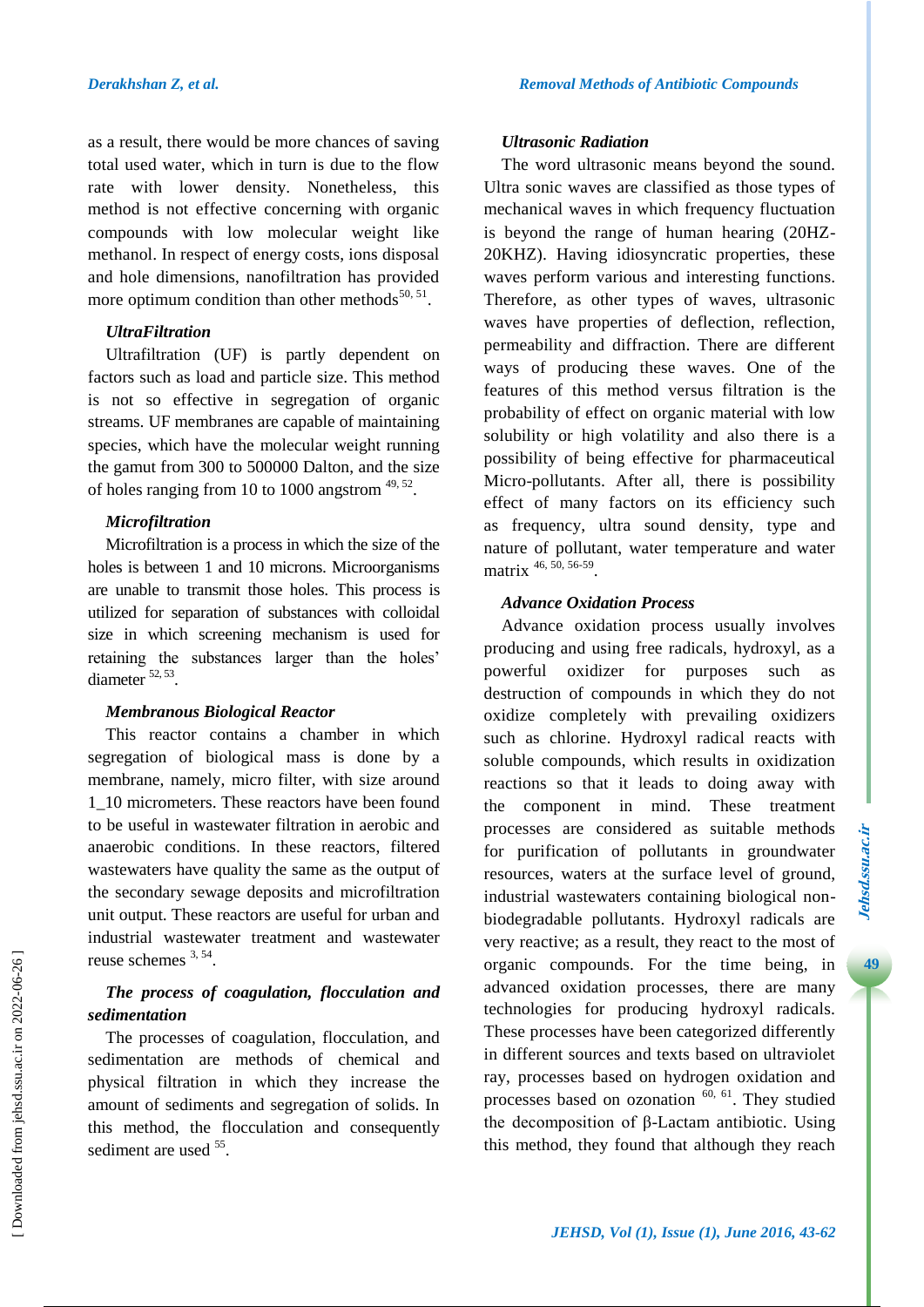as a result, there would be more chances of saving total used water, which in turn is due to the flow rate with lower density. Nonetheless, this method is not effective concerning with organic compounds with low molecular weight like methanol. In respect of energy costs, ions disposal and hole dimensions, nanofiltration has provided more optimum condition than other methods[50, 51].

### *UltraFiltration*

Ultrafiltration (UF) is partly dependent on factors such as load and particle size. This method is not so effective in segregation of organic streams. UF membranes are capable of maintaining species, which have the molecular weight running the gamut from 300 to 500000 Dalton, and the size of holes ranging from 10 to 1000 angstrom [49, 52].

### *Microfiltration*

Microfiltration is a process in which the size of the holes is between 1 and 10 microns. Microorganisms are unable to transmit those holes. This process is utilized for separation of substances with colloidal size in which screening mechanism is used for retaining the substances larger than the holes' diameter [52, 53].

### *Membranous Biological Reactor*

This reactor contains a chamber in which segregation of biological mass is done by a membrane, namely, micro filter, with size around 1_10 micrometers. These reactors have been found to be useful in wastewater filtration in aerobic and anaerobic conditions. In these reactors, filtered wastewaters have quality the same as the output of the secondary sewage deposits and microfiltration unit output. These reactors are useful for urban and industrial wastewater treatment and wastewater reuse schemes [3, 54].

### *The process of coagulation, flocculation and sedimentation*

The processes of coagulation, flocculation, and sedimentation are methods of chemical and physical filtration in which they increase the amount of sediments and segregation of solids. In this method, the flocculation and consequently sediment are used [55].

### *Ultrasonic Radiation*

The word ultrasonic means beyond the sound. Ultra sonic waves are classified as those types of mechanical waves in which frequency fluctuation is beyond the range of human hearing (20HZ-20KHZ). Having idiosyncratic properties, these waves perform various and interesting functions. Therefore, as other types of waves, ultrasonic waves have properties of deflection, reflection, permeability and diffraction. There are different ways of producing these waves. One of the features of this method versus filtration is the probability of effect on organic material with low solubility or high volatility and also there is a possibility of being effective for pharmaceutical Micro-pollutants. After all, there is possibility effect of many factors on its efficiency such as frequency, ultra sound density, type and nature of pollutant, water temperature and water matrix [46, 50, 56-59].

### *Advance Oxidation Process*

Advance oxidation process usually involves producing and using free radicals, hydroxyl, as a powerful oxidizer for purposes such as destruction of compounds in which they do not oxidize completely with prevailing oxidizers such as chlorine. Hydroxyl radical reacts with soluble compounds, which results in oxidization reactions so that it leads to doing away with the component in mind. These treatment processes are considered as suitable methods for purification of pollutants in groundwater resources, waters at the surface level of ground, industrial wastewaters containing biological non-biodegradable pollutants. Hydroxyl radicals are very reactive; as a result, they react to the most of organic compounds. For the time being, in advanced oxidation processes, there are many technologies for producing hydroxyl radicals. These processes have been categorized differently in different sources and texts based on ultraviolet ray, processes based on hydrogen oxidation and processes based on ozonation [60, 61]. They studied the decomposition of β-Lactam antibiotic. Using this method, they found that although they reach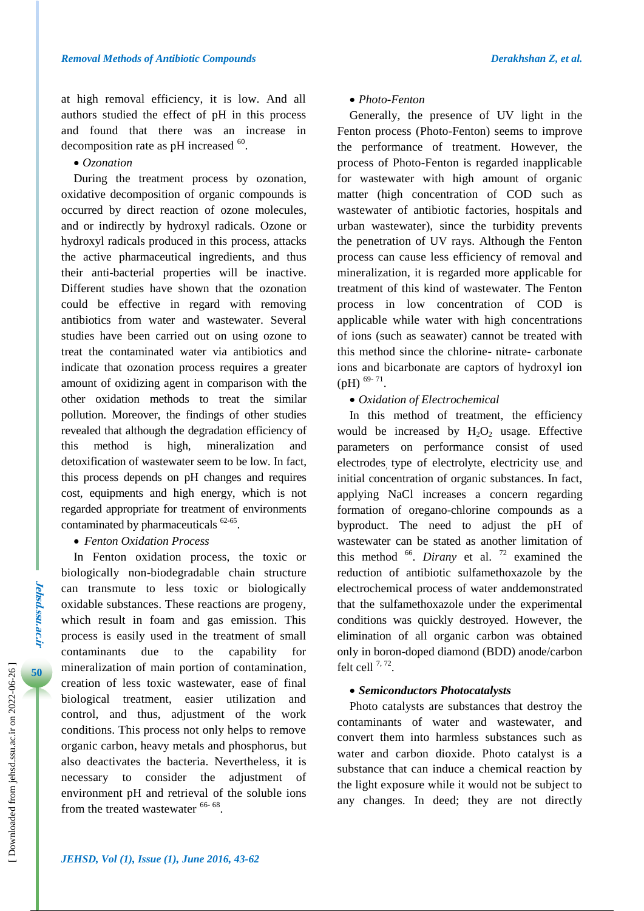at high removal efficiency, it is low. And all authors studied the effect of pH in this process and found that there was an increase in decomposition rate as pH increased [60].

- *Ozonation*

During the treatment process by ozonation, oxidative decomposition of organic compounds is occurred by direct reaction of ozone molecules, and or indirectly by hydroxyl radicals. Ozone or hydroxyl radicals produced in this process, attacks the active pharmaceutical ingredients, and thus their anti-bacterial properties will be inactive. Different studies have shown that the ozonation could be effective in regard with removing antibiotics from water and wastewater. Several studies have been carried out on using ozone to treat the contaminated water via antibiotics and indicate that ozonation process requires a greater amount of oxidizing agent in comparison with the other oxidation methods to treat the similar pollution. Moreover, the findings of other studies revealed that although the degradation efficiency of this method is high, mineralization and detoxification of wastewater seem to be low. In fact, this process depends on pH changes and requires cost, equipments and high energy, which is not regarded appropriate for treatment of environments contaminated by pharmaceuticals [62-65].

- *Fenton Oxidation Process*

In Fenton oxidation process, the toxic or biologically non-biodegradable chain structure can transmute to less toxic or biologically oxidable substances. These reactions are progeny, which result in foam and gas emission. This process is easily used in the treatment of small contaminants due to the capability for mineralization of main portion of contamination, creation of less toxic wastewater, ease of final biological treatment, easier utilization and control, and thus, adjustment of the work conditions. This process not only helps to remove organic carbon, heavy metals and phosphorus, but also deactivates the bacteria. Nevertheless, it is necessary to consider the adjustment of environment pH and retrieval of the soluble ions from the treated wastewater [66- 68].

- *Photo-Fenton*

Generally, the presence of UV light in the Fenton process (Photo-Fenton) seems to improve the performance of treatment. However, the process of Photo-Fenton is regarded inapplicable for wastewater with high amount of organic matter (high concentration of COD such as wastewater of antibiotic factories, hospitals and urban wastewater), since the turbidity prevents the penetration of UV rays. Although the Fenton process can cause less efficiency of removal and mineralization, it is regarded more applicable for treatment of this kind of wastewater. The Fenton process in low concentration of COD is applicable while water with high concentrations of ions (such as seawater) cannot be treated with this method since the chlorine- nitrate- carbonate ions and bicarbonate are captors of hydroxyl ion (pH) [69- 71].

- *Oxidation of Electrochemical*

In this method of treatment, the efficiency would be increased by $H_2O_2$ usage. Effective parameters on performance consist of used electrodes, type of electrolyte, electricity use, and initial concentration of organic substances. In fact, applying NaCl increases a concern regarding formation of oregano-chlorine compounds as a byproduct. The need to adjust the pH of wastewater can be stated as another limitation of this method [66]. *Dirany* et al. [72] examined the reduction of antibiotic sulfamethoxazole by the electrochemical process of water anddemonstrated that the sulfamethoxazole under the experimental conditions was quickly destroyed. However, the elimination of all organic carbon was obtained only in boron-doped diamond (BDD) anode/carbon felt cell [7, 72].

- ***Semiconductors Photocatalysts***

Photo catalysts are substances that destroy the contaminants of water and wastewater, and convert them into harmless substances such as water and carbon dioxide. Photo catalyst is a substance that can induce a chemical reaction by the light exposure while it would not be subject to any changes. In deed; they are not directly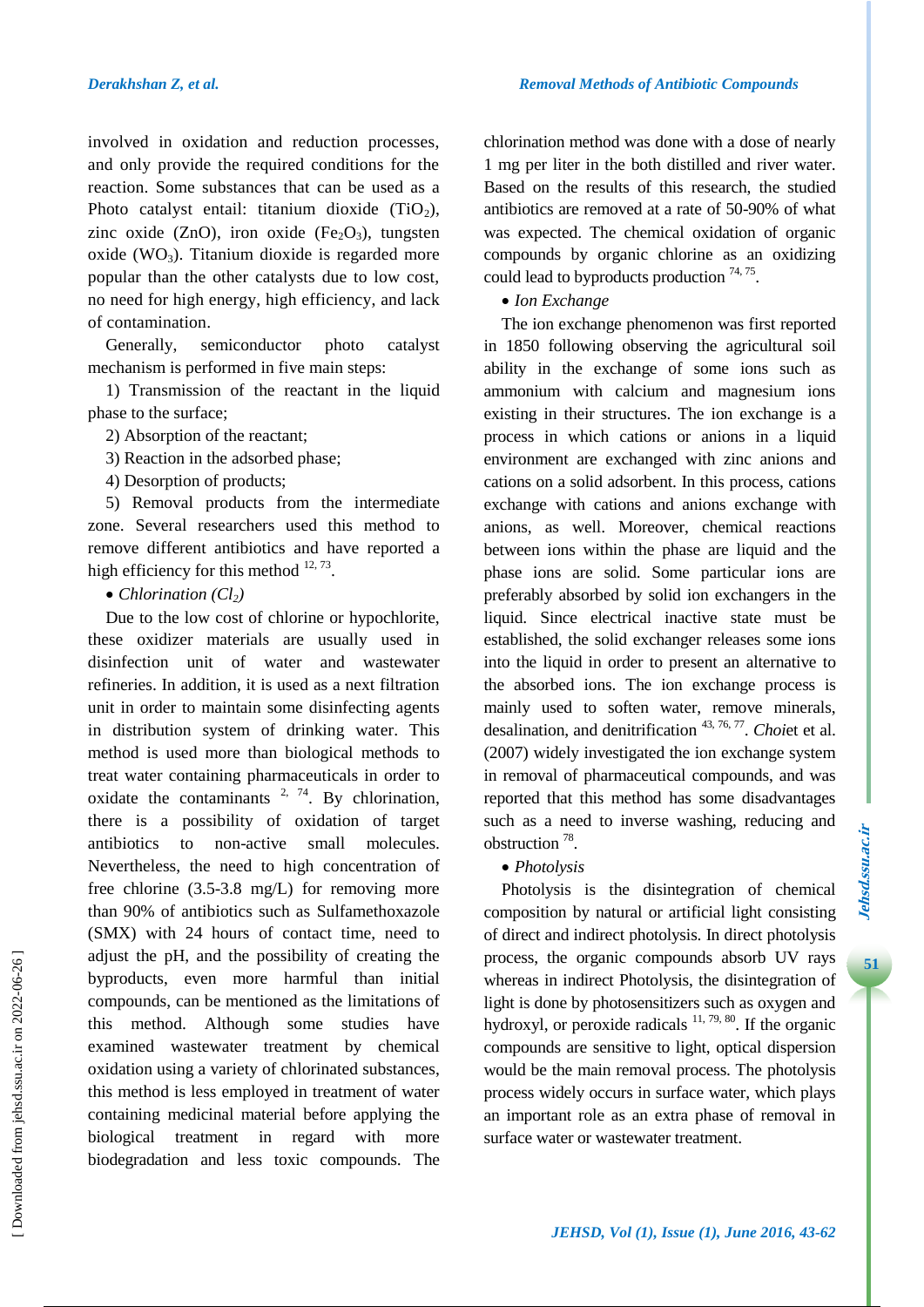involved in oxidation and reduction processes, and only provide the required conditions for the reaction. Some substances that can be used as a Photo catalyst entail: titanium dioxide ($TiO_2$), zinc oxide (ZnO), iron oxide ($Fe_2O_3$), tungsten oxide ($WO_3$). Titanium dioxide is regarded more popular than the other catalysts due to low cost, no need for high energy, high efficiency, and lack of contamination.

Generally, semiconductor photo catalyst mechanism is performed in five main steps:

1) Transmission of the reactant in the liquid phase to the surface;

2) Absorption of the reactant;

3) Reaction in the adsorbed phase;

4) Desorption of products;

5) Removal products from the intermediate zone. Several researchers used this method to remove different antibiotics and have reported a high efficiency for this method [12, 73].

- *Chlorination ($Cl_2$)*

Due to the low cost of chlorine or hypochlorite, these oxidizer materials are usually used in disinfection unit of water and wastewater refineries. In addition, it is used as a next filtration unit in order to maintain some disinfecting agents in distribution system of drinking water. This method is used more than biological methods to treat water containing pharmaceuticals in order to oxidate the contaminants [2, 74]. By chlorination, there is a possibility of oxidation of target antibiotics to non-active small molecules. Nevertheless, the need to high concentration of free chlorine (3.5-3.8 mg/L) for removing more than 90% of antibiotics such as Sulfamethoxazole (SMX) with 24 hours of contact time, need to adjust the pH, and the possibility of creating the byproducts, even more harmful than initial compounds, can be mentioned as the limitations of this method. Although some studies have examined wastewater treatment by chemical oxidation using a variety of chlorinated substances, this method is less employed in treatment of water containing medicinal material before applying the biological treatment in regard with more biodegradation and less toxic compounds. The chlorination method was done with a dose of nearly 1 mg per liter in the both distilled and river water. Based on the results of this research, the studied antibiotics are removed at a rate of 50-90% of what was expected. The chemical oxidation of organic compounds by organic chlorine as an oxidizing could lead to byproducts production [74, 75].

- *Ion Exchange*

The ion exchange phenomenon was first reported in 1850 following observing the agricultural soil ability in the exchange of some ions such as ammonium with calcium and magnesium ions existing in their structures. The ion exchange is a process in which cations or anions in a liquid environment are exchanged with zinc anions and cations on a solid adsorbent. In this process, cations exchange with cations and anions exchange with anions, as well. Moreover, chemical reactions between ions within the phase are liquid and the phase ions are solid. Some particular ions are preferably absorbed by solid ion exchangers in the liquid. Since electrical inactive state must be established, the solid exchanger releases some ions into the liquid in order to present an alternative to the absorbed ions. The ion exchange process is mainly used to soften water, remove minerals, desalination, and denitrification [43, 76, 77]. *Choi*et et al. (2007) widely investigated the ion exchange system in removal of pharmaceutical compounds, and was reported that this method has some disadvantages such as a need to inverse washing, reducing and obstruction [78].

- *Photolysis*

Photolysis is the disintegration of chemical composition by natural or artificial light consisting of direct and indirect photolysis. In direct photolysis process, the organic compounds absorb UV rays whereas in indirect Photolysis, the disintegration of light is done by photosensitizers such as oxygen and hydroxyl, or peroxide radicals [11, 79, 80]. If the organic compounds are sensitive to light, optical dispersion would be the main removal process. The photolysis process widely occurs in surface water, which plays an important role as an extra phase of removal in surface water or wastewater treatment.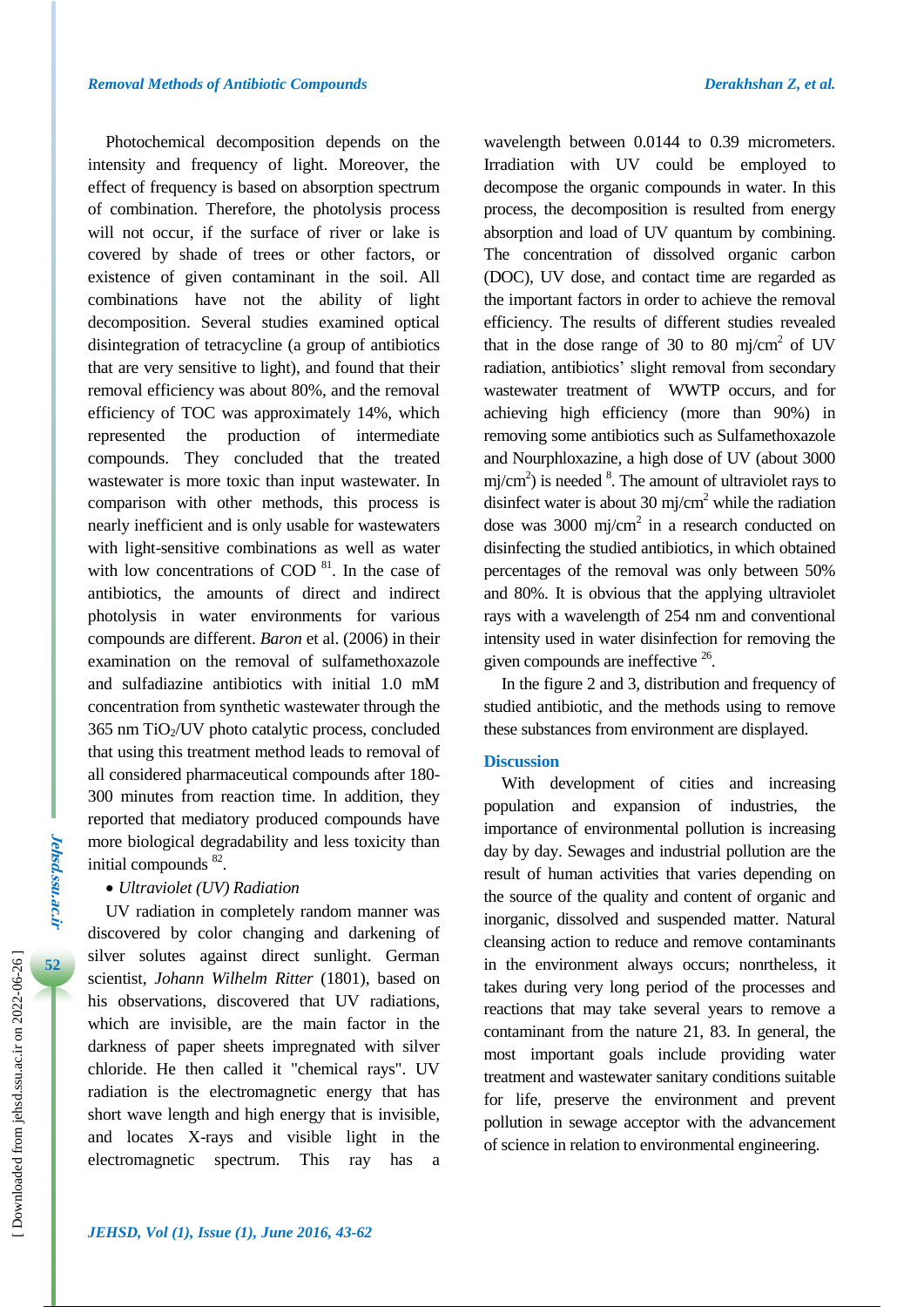Photochemical decomposition depends on the intensity and frequency of light. Moreover, the effect of frequency is based on absorption spectrum of combination. Therefore, the photolysis process will not occur, if the surface of river or lake is covered by shade of trees or other factors, or existence of given contaminant in the soil. All combinations have not the ability of light decomposition. Several studies examined optical disintegration of tetracycline (a group of antibiotics that are very sensitive to light), and found that their removal efficiency was about 80%, and the removal efficiency of TOC was approximately 14%, which represented the production of intermediate compounds. They concluded that the treated wastewater is more toxic than input wastewater. In comparison with other methods, this process is nearly inefficient and is only usable for wastewaters with light-sensitive combinations as well as water with low concentrations of COD [81]. In the case of antibiotics, the amounts of direct and indirect photolysis in water environments for various compounds are different. *Baron* et al. (2006) in their examination on the removal of sulfamethoxazole and sulfadiazine antibiotics with initial 1.0 mM concentration from synthetic wastewater through the 365 nm $TiO_2$/UV photo catalytic process, concluded that using this treatment method leads to removal of all considered pharmaceutical compounds after 180-300 minutes from reaction time. In addition, they reported that mediatory produced compounds have more biological degradability and less toxicity than initial compounds [82].

- *Ultraviolet (UV) Radiation*

UV radiation in completely random manner was discovered by color changing and darkening of silver solutes against direct sunlight. German scientist, *Johann Wilhelm Ritter* (1801), based on his observations, discovered that UV radiations, which are invisible, are the main factor in the darkness of paper sheets impregnated with silver chloride. He then called it "chemical rays". UV radiation is the electromagnetic energy that has short wave length and high energy that is invisible, and locates X-rays and visible light in the electromagnetic spectrum. This ray has a wavelength between 0.0144 to 0.39 micrometers. Irradiation with UV could be employed to decompose the organic compounds in water. In this process, the decomposition is resulted from energy absorption and load of UV quantum by combining. The concentration of dissolved organic carbon (DOC), UV dose, and contact time are regarded as the important factors in order to achieve the removal efficiency. The results of different studies revealed that in the dose range of 30 to 80 mj/$cm^2$ of UV radiation, antibiotics' slight removal from secondary wastewater treatment of WWTP occurs, and for achieving high efficiency (more than 90%) in removing some antibiotics such as Sulfamethoxazole and Nourphloxazine, a high dose of UV (about 3000 mj/$cm^2$) is needed [8]. The amount of ultraviolet rays to disinfect water is about 30 mj/$cm^2$ while the radiation dose was 3000 mj/$cm^2$ in a research conducted on disinfecting the studied antibiotics, in which obtained percentages of the removal was only between 50% and 80%. It is obvious that the applying ultraviolet rays with a wavelength of 254 nm and conventional intensity used in water disinfection for removing the given compounds are ineffective [26].

In the figure 2 and 3, distribution and frequency of studied antibiotic, and the methods using to remove these substances from environment are displayed.

## Discussion

With development of cities and increasing population and expansion of industries, the importance of environmental pollution is increasing day by day. Sewages and industrial pollution are the result of human activities that varies depending on the source of the quality and content of organic and inorganic, dissolved and suspended matter. Natural cleansing action to reduce and remove contaminants in the environment always occurs; nonrtheless, it takes during very long period of the processes and reactions that may take several years to remove a contaminant from the nature 21, 83. In general, the most important goals include providing water treatment and wastewater sanitary conditions suitable for life, preserve the environment and prevent pollution in sewage acceptor with the advancement of science in relation to environmental engineering.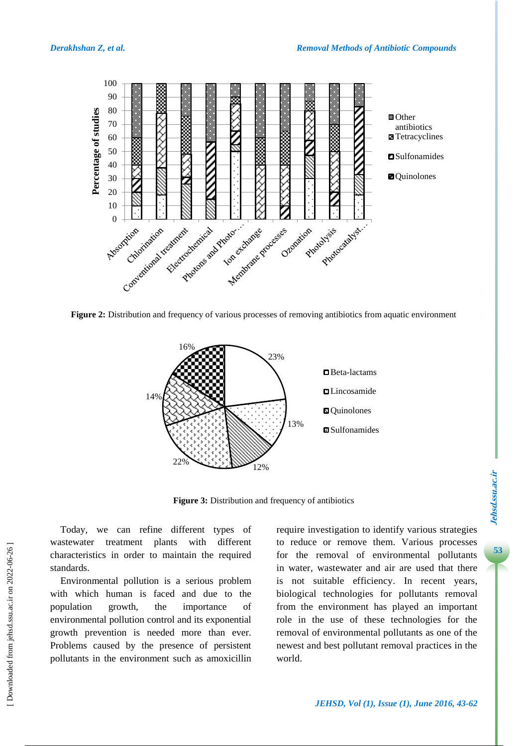**Figure 2:** Distribution and frequency of various processes of removing antibiotics from aquatic environment

**Figure 3:** Distribution and frequency of antibiotics

Today, we can refine different types of wastewater treatment plants with different characteristics in order to maintain the required standards.

Environmental pollution is a serious problem with which human is faced and due to the population growth, the importance of environmental pollution control and its exponential growth prevention is needed more than ever. Problems caused by the presence of persistent pollutants in the environment such as amoxicillin require investigation to identify various strategies to reduce or remove them. Various processes for the removal of environmental pollutants in water, wastewater and air are used that there is not suitable efficiency. In recent years, biological technologies for pollutants removal from the environment has played an important role in the use of these technologies for the removal of environmental pollutants as one of the newest and best pollutant removal practices in the world.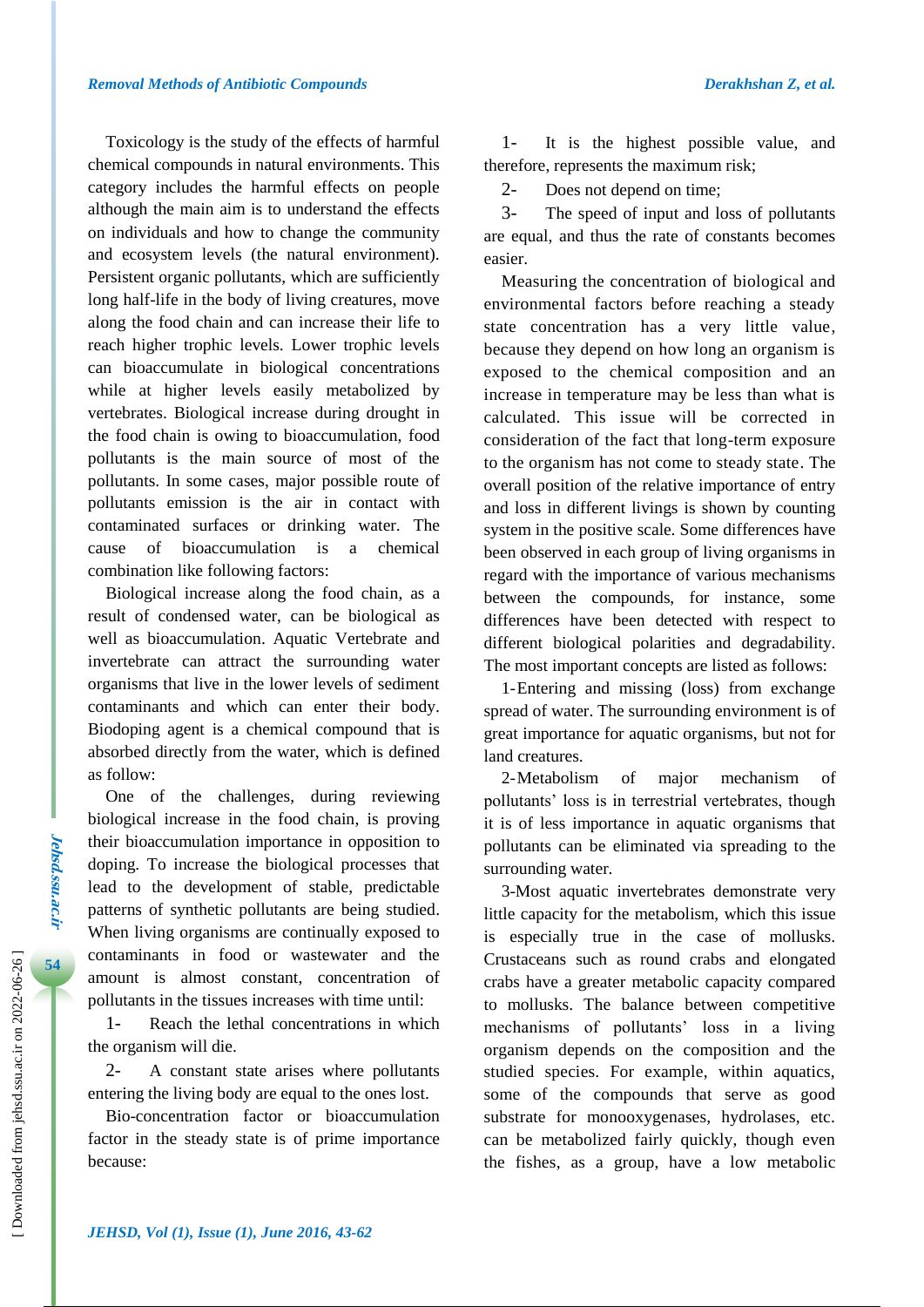Toxicology is the study of the effects of harmful chemical compounds in natural environments. This category includes the harmful effects on people although the main aim is to understand the effects on individuals and how to change the community and ecosystem levels (the natural environment). Persistent organic pollutants, which are sufficiently long half-life in the body of living creatures, move along the food chain and can increase their life to reach higher trophic levels. Lower trophic levels can bioaccumulate in biological concentrations while at higher levels easily metabolized by vertebrates. Biological increase during drought in the food chain is owing to bioaccumulation, food pollutants is the main source of most of the pollutants. In some cases, major possible route of pollutants emission is the air in contact with contaminated surfaces or drinking water. The cause of bioaccumulation is a chemical combination like following factors:

Biological increase along the food chain, as a result of condensed water, can be biological as well as bioaccumulation. Aquatic Vertebrate and invertebrate can attract the surrounding water organisms that live in the lower levels of sediment contaminants and which can enter their body. Biodoping agent is a chemical compound that is absorbed directly from the water, which is defined as follow:

One of the challenges, during reviewing biological increase in the food chain, is proving their bioaccumulation importance in opposition to doping. To increase the biological processes that lead to the development of stable, predictable patterns of synthetic pollutants are being studied. When living organisms are continually exposed to contaminants in food or wastewater and the amount is almost constant, concentration of pollutants in the tissues increases with time until:

1- Reach the lethal concentrations in which the organism will die.

2- A constant state arises where pollutants entering the living body are equal to the ones lost.

Bio-concentration factor or bioaccumulation factor in the steady state is of prime importance because:

1- It is the highest possible value, and therefore, represents the maximum risk;

2- Does not depend on time;

3- The speed of input and loss of pollutants are equal, and thus the rate of constants becomes easier.

Measuring the concentration of biological and environmental factors before reaching a steady state concentration has a very little value, because they depend on how long an organism is exposed to the chemical composition and an increase in temperature may be less than what is calculated. This issue will be corrected in consideration of the fact that long-term exposure to the organism has not come to steady state. The overall position of the relative importance of entry and loss in different livings is shown by counting system in the positive scale. Some differences have been observed in each group of living organisms in regard with the importance of various mechanisms between the compounds, for instance, some differences have been detected with respect to different biological polarities and degradability. The most important concepts are listed as follows:

1-Entering and missing (loss) from exchange spread of water. The surrounding environment is of great importance for aquatic organisms, but not for land creatures.

2-Metabolism of major mechanism of pollutants' loss is in terrestrial vertebrates, though it is of less importance in aquatic organisms that pollutants can be eliminated via spreading to the surrounding water.

3-Most aquatic invertebrates demonstrate very little capacity for the metabolism, which this issue is especially true in the case of mollusks. Crustaceans such as round crabs and elongated crabs have a greater metabolic capacity compared to mollusks. The balance between competitive mechanisms of pollutants' loss in a living organism depends on the composition and the studied species. For example, within aquatics, some of the compounds that serve as good substrate for monooxygenases, hydrolases, etc. can be metabolized fairly quickly, though even the fishes, as a group, have a low metabolic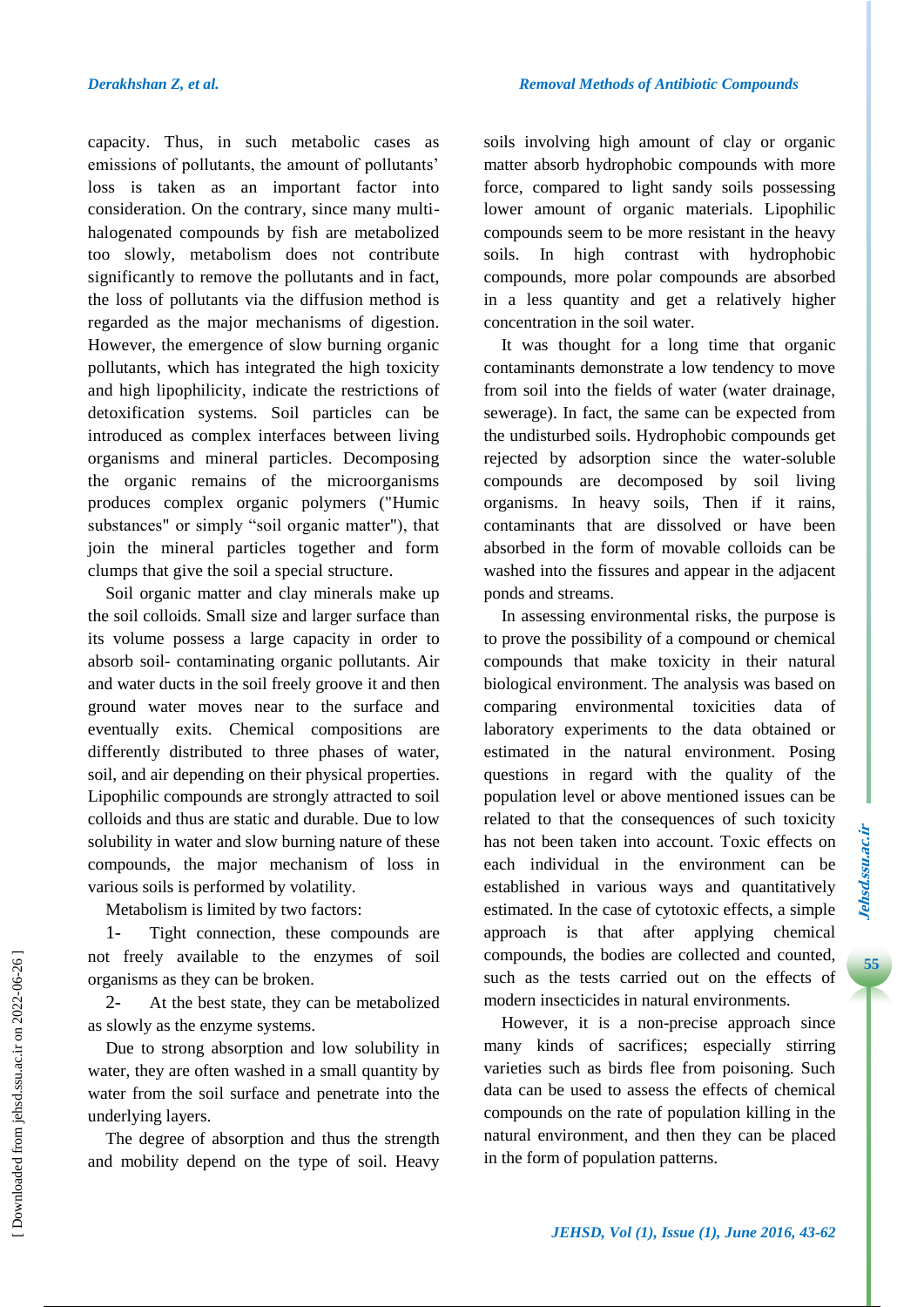capacity. Thus, in such metabolic cases as emissions of pollutants, the amount of pollutants' loss is taken as an important factor into consideration. On the contrary, since many multi-halogenated compounds by fish are metabolized too slowly, metabolism does not contribute significantly to remove the pollutants and in fact, the loss of pollutants via the diffusion method is regarded as the major mechanisms of digestion. However, the emergence of slow burning organic pollutants, which has integrated the high toxicity and high lipophilicity, indicate the restrictions of detoxification systems. Soil particles can be introduced as complex interfaces between living organisms and mineral particles. Decomposing the organic remains of the microorganisms produces complex organic polymers ("Humic substances" or simply "soil organic matter"), that join the mineral particles together and form clumps that give the soil a special structure.

Soil organic matter and clay minerals make up the soil colloids. Small size and larger surface than its volume possess a large capacity in order to absorb soil- contaminating organic pollutants. Air and water ducts in the soil freely groove it and then ground water moves near to the surface and eventually exits. Chemical compositions are differently distributed to three phases of water, soil, and air depending on their physical properties. Lipophilic compounds are strongly attracted to soil colloids and thus are static and durable. Due to low solubility in water and slow burning nature of these compounds, the major mechanism of loss in various soils is performed by volatility.

Metabolism is limited by two factors:

1- Tight connection, these compounds are not freely available to the enzymes of soil organisms as they can be broken.

2- At the best state, they can be metabolized as slowly as the enzyme systems.

Due to strong absorption and low solubility in water, they are often washed in a small quantity by water from the soil surface and penetrate into the underlying layers.

The degree of absorption and thus the strength and mobility depend on the type of soil. Heavy soils involving high amount of clay or organic matter absorb hydrophobic compounds with more force, compared to light sandy soils possessing lower amount of organic materials. Lipophilic compounds seem to be more resistant in the heavy soils. In high contrast with hydrophobic compounds, more polar compounds are absorbed in a less quantity and get a relatively higher concentration in the soil water.

It was thought for a long time that organic contaminants demonstrate a low tendency to move from soil into the fields of water (water drainage, sewerage). In fact, the same can be expected from the undisturbed soils. Hydrophobic compounds get rejected by adsorption since the water-soluble compounds are decomposed by soil living organisms. In heavy soils, Then if it rains, contaminants that are dissolved or have been absorbed in the form of movable colloids can be washed into the fissures and appear in the adjacent ponds and streams.

In assessing environmental risks, the purpose is to prove the possibility of a compound or chemical compounds that make toxicity in their natural biological environment. The analysis was based on comparing environmental toxicities data of laboratory experiments to the data obtained or estimated in the natural environment. Posing questions in regard with the quality of the population level or above mentioned issues can be related to that the consequences of such toxicity has not been taken into account. Toxic effects on each individual in the environment can be established in various ways and quantitatively estimated. In the case of cytotoxic effects, a simple approach is that after applying chemical compounds, the bodies are collected and counted, such as the tests carried out on the effects of modern insecticides in natural environments.

However, it is a non-precise approach since many kinds of sacrifices; especially stirring varieties such as birds flee from poisoning. Such data can be used to assess the effects of chemical compounds on the rate of population killing in the natural environment, and then they can be placed in the form of population patterns.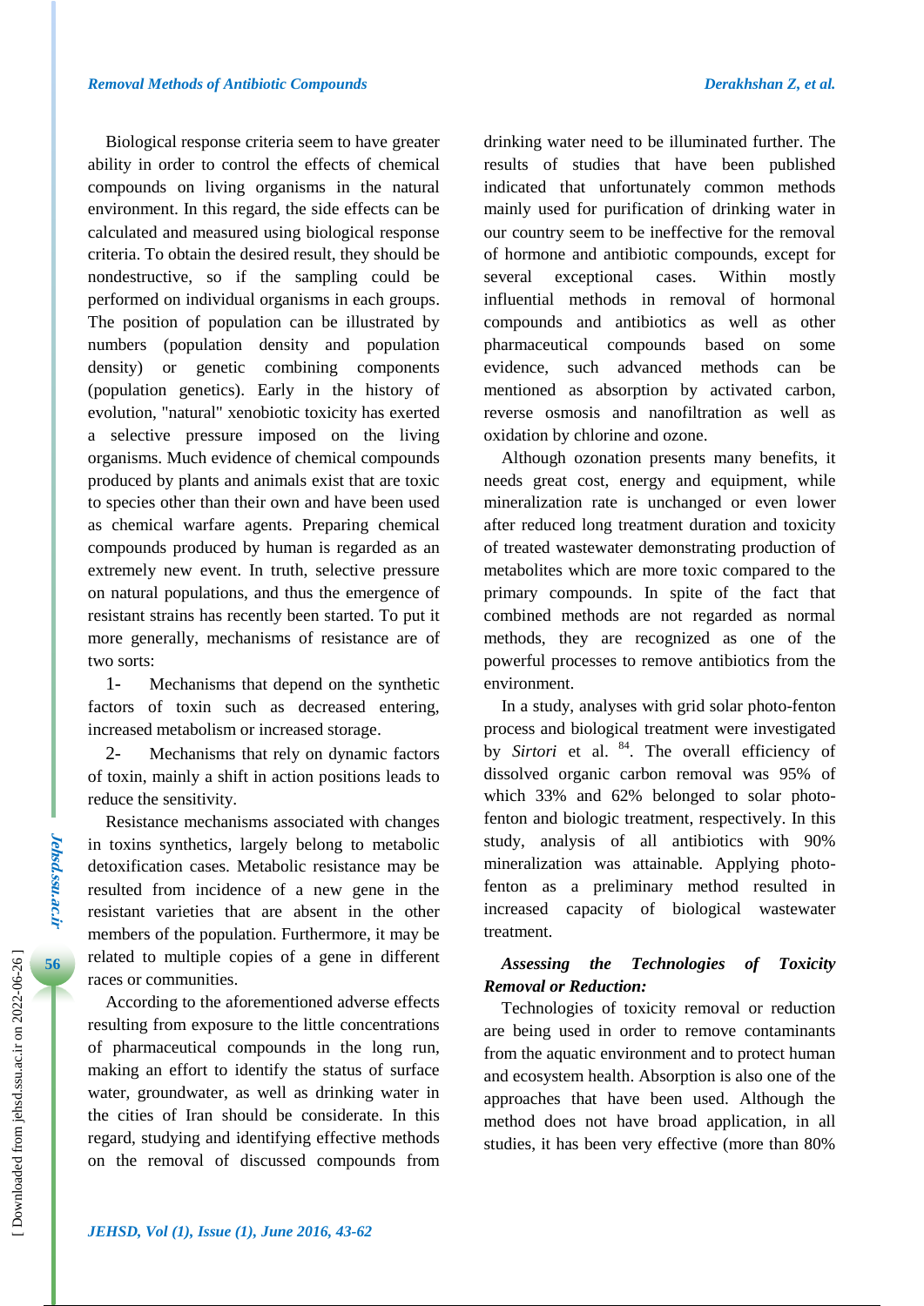Biological response criteria seem to have greater ability in order to control the effects of chemical compounds on living organisms in the natural environment. In this regard, the side effects can be calculated and measured using biological response criteria. To obtain the desired result, they should be nondestructive, so if the sampling could be performed on individual organisms in each groups. The position of population can be illustrated by numbers (population density and population density) or genetic combining components (population genetics). Early in the history of evolution, "natural" xenobiotic toxicity has exerted a selective pressure imposed on the living organisms. Much evidence of chemical compounds produced by plants and animals exist that are toxic to species other than their own and have been used as chemical warfare agents. Preparing chemical compounds produced by human is regarded as an extremely new event. In truth, selective pressure on natural populations, and thus the emergence of resistant strains has recently been started. To put it more generally, mechanisms of resistance are of two sorts:

1- Mechanisms that depend on the synthetic factors of toxin such as decreased entering, increased metabolism or increased storage.

2- Mechanisms that rely on dynamic factors of toxin, mainly a shift in action positions leads to reduce the sensitivity.

Resistance mechanisms associated with changes in toxins synthetics, largely belong to metabolic detoxification cases. Metabolic resistance may be resulted from incidence of a new gene in the resistant varieties that are absent in the other members of the population. Furthermore, it may be related to multiple copies of a gene in different races or communities.

According to the aforementioned adverse effects resulting from exposure to the little concentrations of pharmaceutical compounds in the long run, making an effort to identify the status of surface water, groundwater, as well as drinking water in the cities of Iran should be considerate. In this regard, studying and identifying effective methods on the removal of discussed compounds from drinking water need to be illuminated further. The results of studies that have been published indicated that unfortunately common methods mainly used for purification of drinking water in our country seem to be ineffective for the removal of hormone and antibiotic compounds, except for several exceptional cases. Within mostly influential methods in removal of hormonal compounds and antibiotics as well as other pharmaceutical compounds based on some evidence, such advanced methods can be mentioned as absorption by activated carbon, reverse osmosis and nanofiltration as well as oxidation by chlorine and ozone.

Although ozonation presents many benefits, it needs great cost, energy and equipment, while mineralization rate is unchanged or even lower after reduced long treatment duration and toxicity of treated wastewater demonstrating production of metabolites which are more toxic compared to the primary compounds. In spite of the fact that combined methods are not regarded as normal methods, they are recognized as one of the powerful processes to remove antibiotics from the environment.

In a study, analyses with grid solar photo-fenton process and biological treatment were investigated by *Sirtori* et al. [84]. The overall efficiency of dissolved organic carbon removal was 95% of which 33% and 62% belonged to solar photo-fenton and biologic treatment, respectively. In this study, analysis of all antibiotics with 90% mineralization was attainable. Applying photo-fenton as a preliminary method resulted in increased capacity of biological wastewater treatment.

***Assessing the Technologies of Toxicity Removal or Reduction:***

Technologies of toxicity removal or reduction are being used in order to remove contaminants from the aquatic environment and to protect human and ecosystem health. Absorption is also one of the approaches that have been used. Although the method does not have broad application, in all studies, it has been very effective (more than 80%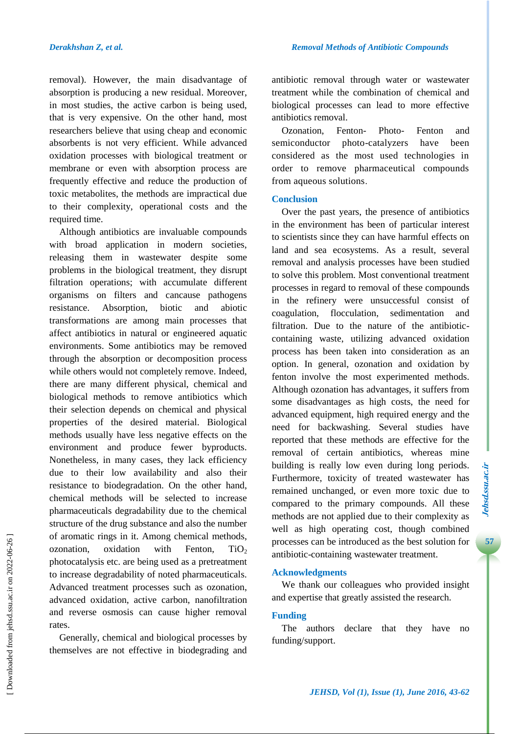removal). However, the main disadvantage of absorption is producing a new residual. Moreover, in most studies, the active carbon is being used, that is very expensive. On the other hand, most researchers believe that using cheap and economic absorbents is not very efficient. While advanced oxidation processes with biological treatment or membrane or even with absorption process are frequently effective and reduce the production of toxic metabolites, the methods are impractical due to their complexity, operational costs and the required time.

Although antibiotics are invaluable compounds with broad application in modern societies, releasing them in wastewater despite some problems in the biological treatment, they disrupt filtration operations; with accumulate different organisms on filters and cancause pathogens resistance. Absorption, biotic and abiotic transformations are among main processes that affect antibiotics in natural or engineered aquatic environments. Some antibiotics may be removed through the absorption or decomposition process while others would not completely remove. Indeed, there are many different physical, chemical and biological methods to remove antibiotics which their selection depends on chemical and physical properties of the desired material. Biological methods usually have less negative effects on the environment and produce fewer byproducts. Nonetheless, in many cases, they lack efficiency due to their low availability and also their resistance to biodegradation. On the other hand, chemical methods will be selected to increase pharmaceuticals degradability due to the chemical structure of the drug substance and also the number of aromatic rings in it. Among chemical methods, ozonation, oxidation with Fenton, $TiO_2$ photocatalysis etc. are being used as a pretreatment to increase degradability of noted pharmaceuticals. Advanced treatment processes such as ozonation, advanced oxidation, active carbon, nanofiltration and reverse osmosis can cause higher removal rates.

Generally, chemical and biological processes by themselves are not effective in biodegrading and antibiotic removal through water or wastewater treatment while the combination of chemical and biological processes can lead to more effective antibiotics removal.

Ozonation, Fenton- Photo- Fenton and semiconductor photo-catalyzers have been considered as the most used technologies in order to remove pharmaceutical compounds from aqueous solutions.

## Conclusion

Over the past years, the presence of antibiotics in the environment has been of particular interest to scientists since they can have harmful effects on land and sea ecosystems. As a result, several removal and analysis processes have been studied to solve this problem. Most conventional treatment processes in regard to removal of these compounds in the refinery were unsuccessful consist of coagulation, flocculation, sedimentation and filtration. Due to the nature of the antibiotic-containing waste, utilizing advanced oxidation process has been taken into consideration as an option. In general, ozonation and oxidation by fenton involve the most experimented methods. Although ozonation has advantages, it suffers from some disadvantages as high costs, the need for advanced equipment, high required energy and the need for backwashing. Several studies have reported that these methods are effective for the removal of certain antibiotics, whereas mine building is really low even during long periods. Furthermore, toxicity of treated wastewater has remained unchanged, or even more toxic due to compared to the primary compounds. All these methods are not applied due to their complexity as well as high operating cost, though combined processes can be introduced as the best solution for antibiotic-containing wastewater treatment.

## Acknowledgments

We thank our colleagues who provided insight and expertise that greatly assisted the research.

## Funding

The authors declare that they have no funding/support.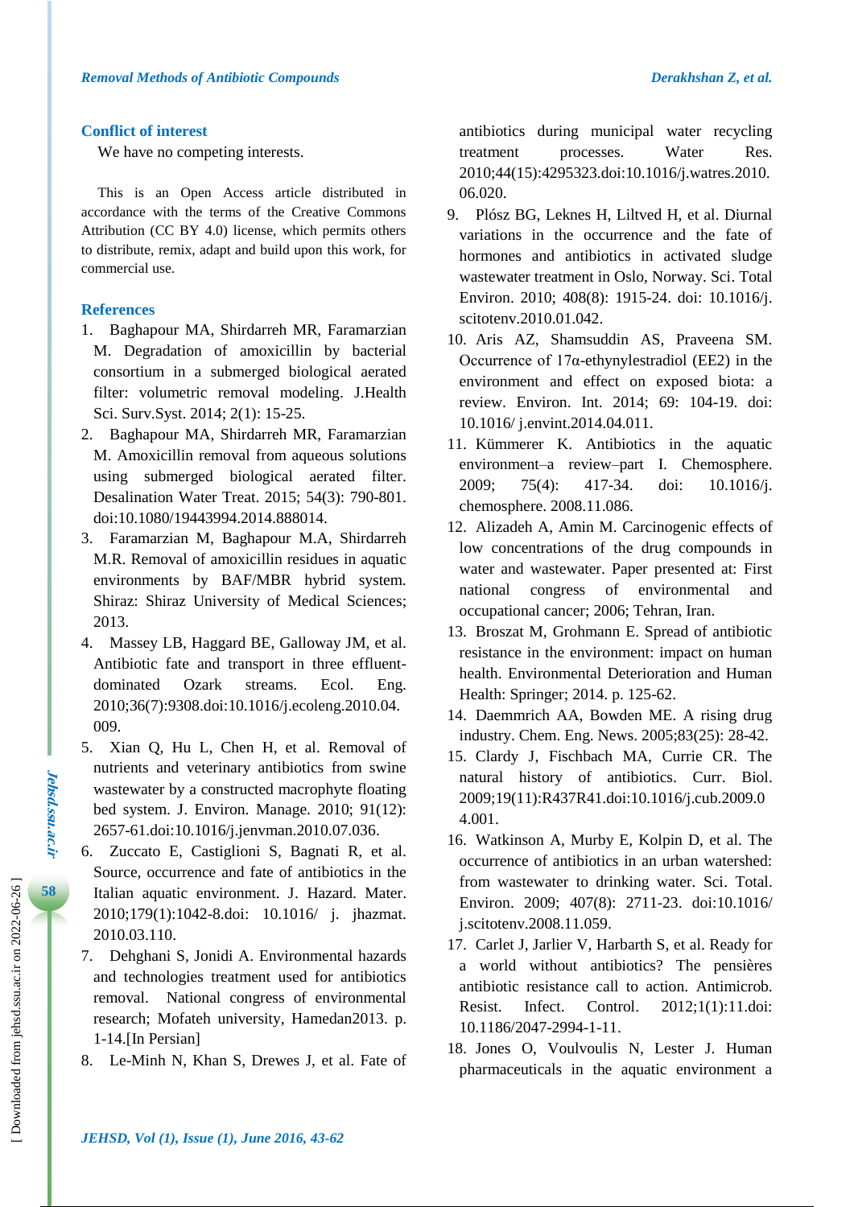## Conflict of interest

We have no competing interests.

This is an Open Access article distributed in accordance with the terms of the Creative Commons Attribution (CC BY 4.0) license, which permits others to distribute, remix, adapt and build upon this work, for commercial use.

## References

1. Baghapour MA, Shirdarreh MR, Faramarzian M. Degradation of amoxicillin by bacterial consortium in a submerged biological aerated filter: volumetric removal modeling. J.Health Sci. Surv.Syst. 2014; 2(1): 15-25.
2. Baghapour MA, Shirdarreh MR, Faramarzian M. Amoxicillin removal from aqueous solutions using submerged biological aerated filter. Desalination Water Treat. 2015; 54(3): 790-801. doi:10.1080/19443994.2014.888014.
3. Faramarzian M, Baghapour M.A, Shirdarreh M.R. Removal of amoxicillin residues in aquatic environments by BAF/MBR hybrid system. Shiraz: Shiraz University of Medical Sciences; 2013.
4. Massey LB, Haggard BE, Galloway JM, et al. Antibiotic fate and transport in three effluent-dominated Ozark streams. Ecol. Eng. 2010;36(7):9308.doi:10.1016/j.ecoleng.2010.04.009.
5. Xian Q, Hu L, Chen H, et al. Removal of nutrients and veterinary antibiotics from swine wastewater by a constructed macrophyte floating bed system. J. Environ. Manage. 2010; 91(12): 2657-61.doi:10.1016/j.jenvman.2010.07.036.
6. Zuccato E, Castiglioni S, Bagnati R, et al. Source, occurrence and fate of antibiotics in the Italian aquatic environment. J. Hazard. Mater. 2010;179(1):1042-8.doi: 10.1016/ j. jhazmat. 2010.03.110.
7. Dehghani S, Jonidi A. Environmental hazards and technologies treatment used for antibiotics removal. National congress of environmental research; Mofateh university, Hamedan2013. p. 1-14.[In Persian]
8. Le-Minh N, Khan S, Drewes J, et al. Fate of antibiotics during municipal water recycling treatment processes. Water Res. 2010;44(15):4295323.doi:10.1016/j.watres.2010.06.020.
9. Plósz BG, Leknes H, Liltved H, et al. Diurnal variations in the occurrence and the fate of hormones and antibiotics in activated sludge wastewater treatment in Oslo, Norway. Sci. Total Environ. 2010; 408(8): 1915-24. doi: 10.1016/j.scitotenv.2010.01.042.
10. Aris AZ, Shamsuddin AS, Praveena SM. Occurrence of 17α-ethynylestradiol (EE2) in the environment and effect on exposed biota: a review. Environ. Int. 2014; 69: 104-19. doi: 10.1016/ j.envint.2014.04.011.
11. Kümmerer K. Antibiotics in the aquatic environment–a review–part I. Chemosphere. 2009; 75(4): 417-34. doi: 10.1016/j. chemosphere. 2008.11.086.
12. Alizadeh A, Amin M. Carcinogenic effects of low concentrations of the drug compounds in water and wastewater. Paper presented at: First national congress of environmental and occupational cancer; 2006; Tehran, Iran.
13. Broszat M, Grohmann E. Spread of antibiotic resistance in the environment: impact on human health. Environmental Deterioration and Human Health: Springer; 2014. p. 125-62.
14. Daemmrich AA, Bowden ME. A rising drug industry. Chem. Eng. News. 2005;83(25): 28-42.
15. Clardy J, Fischbach MA, Currie CR. The natural history of antibiotics. Curr. Biol. 2009;19(11):R437R41.doi:10.1016/j.cub.2009.04.001.
16. Watkinson A, Murby E, Kolpin D, et al. The occurrence of antibiotics in an urban watershed: from wastewater to drinking water. Sci. Total. Environ. 2009; 407(8): 2711-23. doi:10.1016/ j.scitotenv.2008.11.059.
17. Carlet J, Jarlier V, Harbarth S, et al. Ready for a world without antibiotics? The pensières antibiotic resistance call to action. Antimicrob. Resist. Infect. Control. 2012;1(1):11.doi: 10.1186/2047-2994-1-11.
18. Jones O, Voulvoulis N, Lester J. Human pharmaceuticals in the aquatic environment a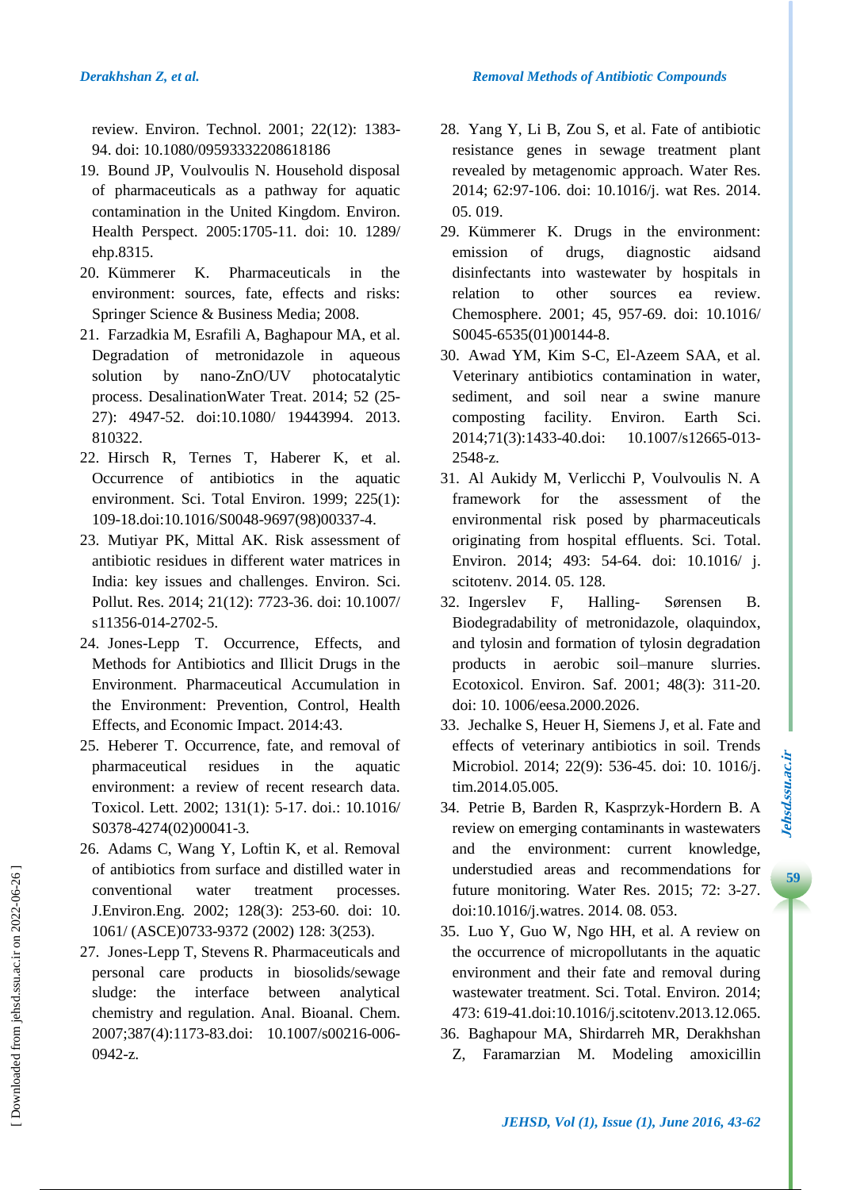review. Environ. Technol. 2001; 22(12): 1383-94. doi: 10.1080/09593332208618186

19. Bound JP, Voulvoulis N. Household disposal of pharmaceuticals as a pathway for aquatic contamination in the United Kingdom. Environ. Health Perspect. 2005:1705-11. doi: 10. 1289/ ehp.8315.
20. Kümmerer K. Pharmaceuticals in the environment: sources, fate, effects and risks: Springer Science & Business Media; 2008.
21. Farzadkia M, Esrafili A, Baghapour MA, et al. Degradation of metronidazole in aqueous solution by nano-ZnO/UV photocatalytic process. DesalinationWater Treat. 2014; 52 (25-27): 4947-52. doi:10.1080/ 19443994. 2013. 810322.
22. Hirsch R, Ternes T, Haberer K, et al. Occurrence of antibiotics in the aquatic environment. Sci. Total Environ. 1999; 225(1): 109-18.doi:10.1016/S0048-9697(98)00337-4.
23. Mutiyar PK, Mittal AK. Risk assessment of antibiotic residues in different water matrices in India: key issues and challenges. Environ. Sci. Pollut. Res. 2014; 21(12): 7723-36. doi: 10.1007/ s11356-014-2702-5.
24. Jones-Lepp T. Occurrence, Effects, and Methods for Antibiotics and Illicit Drugs in the Environment. Pharmaceutical Accumulation in the Environment: Prevention, Control, Health Effects, and Economic Impact. 2014:43.
25. Heberer T. Occurrence, fate, and removal of pharmaceutical residues in the aquatic environment: a review of recent research data. Toxicol. Lett. 2002; 131(1): 5-17. doi.: 10.1016/ S0378-4274(02)00041-3.
26. Adams C, Wang Y, Loftin K, et al. Removal of antibiotics from surface and distilled water in conventional water treatment processes. J.Environ.Eng. 2002; 128(3): 253-60. doi: 10. 1061/ (ASCE)0733-9372 (2002) 128: 3(253).
27. Jones-Lepp T, Stevens R. Pharmaceuticals and personal care products in biosolids/sewage sludge: the interface between analytical chemistry and regulation. Anal. Bioanal. Chem. 2007;387(4):1173-83.doi: 10.1007/s00216-006-0942-z.
28. Yang Y, Li B, Zou S, et al. Fate of antibiotic resistance genes in sewage treatment plant revealed by metagenomic approach. Water Res. 2014; 62:97-106. doi: 10.1016/j. wat Res. 2014. 05. 019.
29. Kümmerer K. Drugs in the environment: emission of drugs, diagnostic aidsand disinfectants into wastewater by hospitals in relation to other sources ea review. Chemosphere. 2001; 45, 957-69. doi: 10.1016/ S0045-6535(01)00144-8.
30. Awad YM, Kim S-C, El-Azeem SAA, et al. Veterinary antibiotics contamination in water, sediment, and soil near a swine manure composting facility. Environ. Earth Sci. 2014;71(3):1433-40.doi: 10.1007/s12665-013-2548-z.
31. Al Aukidy M, Verlicchi P, Voulvoulis N. A framework for the assessment of the environmental risk posed by pharmaceuticals originating from hospital effluents. Sci. Total. Environ. 2014; 493: 54-64. doi: 10.1016/ j. scitotenv. 2014. 05. 128.
32. Ingerslev F, Halling- Sørensen B. Biodegradability of metronidazole, olaquindox, and tylosin and formation of tylosin degradation products in aerobic soil–manure slurries. Ecotoxicol. Environ. Saf. 2001; 48(3): 311-20. doi: 10. 1006/eesa.2000.2026.
33. Jechalke S, Heuer H, Siemens J, et al. Fate and effects of veterinary antibiotics in soil. Trends Microbiol. 2014; 22(9): 536-45. doi: 10. 1016/j. tim.2014.05.005.
34. Petrie B, Barden R, Kasprzyk-Hordern B. A review on emerging contaminants in wastewaters and the environment: current knowledge, understudied areas and recommendations for future monitoring. Water Res. 2015; 72: 3-27. doi:10.1016/j.watres. 2014. 08. 053.
35. Luo Y, Guo W, Ngo HH, et al. A review on the occurrence of micropollutants in the aquatic environment and their fate and removal during wastewater treatment. Sci. Total. Environ. 2014; 473: 619-41.doi:10.1016/j.scitotenv.2013.12.065.
36. Baghapour MA, Shirdarreh MR, Derakhshan Z, Faramarzian M. Modeling amoxicillin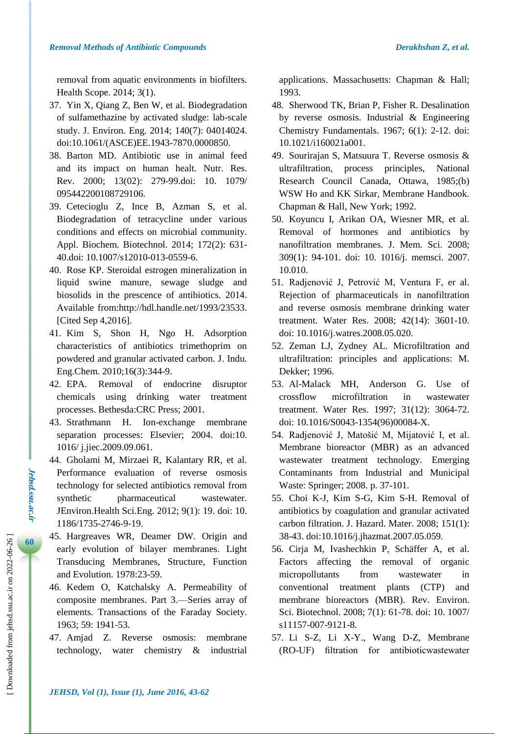removal from aquatic environments in biofilters. Health Scope. 2014; 3(1).

37. Yin X, Qiang Z, Ben W, et al. Biodegradation of sulfamethazine by activated sludge: lab-scale study. J. Environ. Eng. 2014; 140(7): 04014024. doi:10.1061/(ASCE)EE.1943-7870.0000850.
38. Barton MD. Antibiotic use in animal feed and its impact on human healt. Nutr. Res. Rev. 2000; 13(02): 279-99.doi: 10. 1079/ 095442200108729106.
39. Cetecioglu Z, Ince B, Azman S, et al. Biodegradation of tetracycline under various conditions and effects on microbial community. Appl. Biochem. Biotechnol. 2014; 172(2): 631-40.doi: 10.1007/s12010-013-0559-6.
40. Rose KP. Steroidal estrogen mineralization in liquid swine manure, sewage sludge and biosolids in the prescence of antibiotics. 2014. Available from:http://hdl.handle.net/1993/23533. [Cited Sep 4,2016].
41. Kim S, Shon H, Ngo H. Adsorption characteristics of antibiotics trimethoprim on powdered and granular activated carbon. J. Indu. Eng.Chem. 2010;16(3):344-9.
42. EPA. Removal of endocrine disruptor chemicals using drinking water treatment processes. Bethesda:CRC Press; 2001.
43. Strathmann H. Ion-exchange membrane separation processes: Elsevier; 2004. doi:10. 1016/ j.jiec.2009.09.061.
44. Gholami M, Mirzaei R, Kalantary RR, et al. Performance evaluation of reverse osmosis technology for selected antibiotics removal from synthetic pharmaceutical wastewater. JEnviron.Health Sci.Eng. 2012; 9(1): 19. doi: 10. 1186/1735-2746-9-19.
45. Hargreaves WR, Deamer DW. Origin and early evolution of bilayer membranes. Light Transducing Membranes, Structure, Function and Evolution. 1978:23-59.
46. Kedem O, Katchalsky A. Permeability of composite membranes. Part 3.—Series array of elements. Transactions of the Faraday Society. 1963; 59: 1941-53.
47. Amjad Z. Reverse osmosis: membrane technology, water chemistry & industrial applications. Massachusetts: Chapman & Hall; 1993.
48. Sherwood TK, Brian P, Fisher R. Desalination by reverse osmosis. Industrial & Engineering Chemistry Fundamentals. 1967; 6(1): 2-12. doi: 10.1021/i160021a001.
49. Sourirajan S, Matsuura T. Reverse osmosis & ultrafiltration, process principles, National Research Council Canada, Ottawa, 1985;(b) WSW Ho and KK Sirkar, Membrane Handbook. Chapman & Hall, New York; 1992.
50. Koyuncu I, Arikan OA, Wiesner MR, et al. Removal of hormones and antibiotics by nanofiltration membranes. J. Mem. Sci. 2008; 309(1): 94-101. doi: 10. 1016/j. memsci. 2007. 10.010.
51. Radjenović J, Petrović M, Ventura F, er al. Rejection of pharmaceuticals in nanofiltration and reverse osmosis membrane drinking water treatment. Water Res. 2008; 42(14): 3601-10. doi: 10.1016/j.watres.2008.05.020.
52. Zeman LJ, Zydney AL. Microfiltration and ultrafiltration: principles and applications: M. Dekker; 1996.
53. Al-Malack MH, Anderson G. Use of crossflow microfiltration in wastewater treatment. Water Res. 1997; 31(12): 3064-72. doi: 10.1016/S0043-1354(96)00084-X.
54. Radjenović J, Matošić M, Mijatović I, et al. Membrane bioreactor (MBR) as an advanced wastewater treatment technology. Emerging Contaminants from Industrial and Municipal Waste: Springer; 2008. p. 37-101.
55. Choi K-J, Kim S-G, Kim S-H. Removal of antibiotics by coagulation and granular activated carbon filtration. J. Hazard. Mater. 2008; 151(1): 38-43. doi:10.1016/j.jhazmat.2007.05.059.
56. Cirja M, Ivashechkin P, Schäffer A, et al. Factors affecting the removal of organic micropollutants from wastewater in conventional treatment plants (CTP) and membrane bioreactors (MBR). Rev. Environ. Sci. Biotechnol. 2008; 7(1): 61-78. doi: 10. 1007/ s11157-007-9121-8.
57. Li S-Z, Li X-Y., Wang D-Z, Membrane (RO-UF) filtration for antibioticwastewater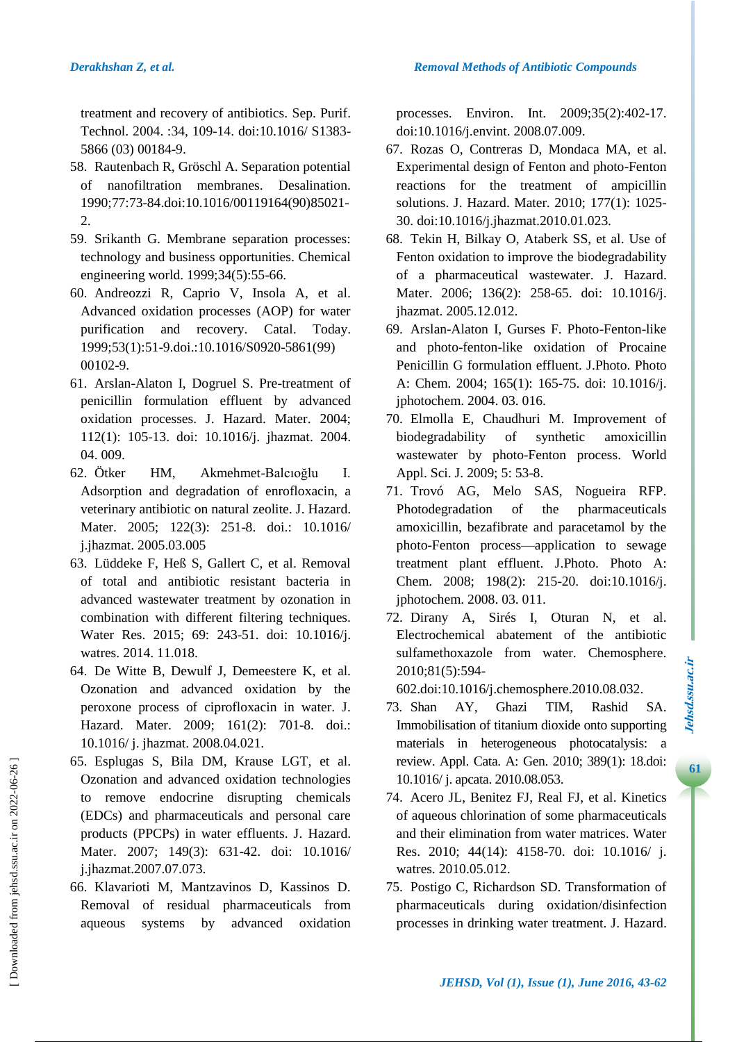treatment and recovery of antibiotics. Sep. Purif. Technol. 2004. :34, 109-14. doi:10.1016/ S1383-5866 (03) 00184-9.

58. Rautenbach R, Gröschl A. Separation potential of nanofiltration membranes. Desalination. 1990;77:73-84.doi:10.1016/00119164(90)85021-2.

59. Srikanth G. Membrane separation processes: technology and business opportunities. Chemical engineering world. 1999;34(5):55-66.

60. Andreozzi R, Caprio V, Insola A, et al. Advanced oxidation processes (AOP) for water purification and recovery. Catal. Today. 1999;53(1):51-9.doi.:10.1016/S0920-5861(99) 00102-9.

61. Arslan-Alaton I, Dogruel S. Pre-treatment of penicillin formulation effluent by advanced oxidation processes. J. Hazard. Mater. 2004; 112(1): 105-13. doi: 10.1016/j. jhazmat. 2004. 04. 009.

62. Ötker HM, Akmehmet-Balcıoğlu I. Adsorption and degradation of enrofloxacin, a veterinary antibiotic on natural zeolite. J. Hazard. Mater. 2005; 122(3): 251-8. doi.: 10.1016/ j.jhazmat. 2005.03.005

63. Lüddeke F, Heß S, Gallert C, et al. Removal of total and antibiotic resistant bacteria in advanced wastewater treatment by ozonation in combination with different filtering techniques. Water Res. 2015; 69: 243-51. doi: 10.1016/j. watres. 2014. 11.018.

64. De Witte B, Dewulf J, Demeestere K, et al. Ozonation and advanced oxidation by the peroxone process of ciprofloxacin in water. J. Hazard. Mater. 2009; 161(2): 701-8. doi.: 10.1016/ j. jhazmat. 2008.04.021.

65. Esplugas S, Bila DM, Krause LGT, et al. Ozonation and advanced oxidation technologies to remove endocrine disrupting chemicals (EDCs) and pharmaceuticals and personal care products (PPCPs) in water effluents. J. Hazard. Mater. 2007; 149(3): 631-42. doi: 10.1016/ j.jhazmat.2007.07.073.

66. Klavarioti M, Mantzavinos D, Kassinos D. Removal of residual pharmaceuticals from aqueous systems by advanced oxidation processes. Environ. Int. 2009;35(2):402-17. doi:10.1016/j.envint. 2008.07.009.

67. Rozas O, Contreras D, Mondaca MA, et al. Experimental design of Fenton and photo-Fenton reactions for the treatment of ampicillin solutions. J. Hazard. Mater. 2010; 177(1): 1025-30. doi:10.1016/j.jhazmat.2010.01.023.

68. Tekin H, Bilkay O, Ataberk SS, et al. Use of Fenton oxidation to improve the biodegradability of a pharmaceutical wastewater. J. Hazard. Mater. 2006; 136(2): 258-65. doi: 10.1016/j. jhazmat. 2005.12.012.

69. Arslan-Alaton I, Gurses F. Photo-Fenton-like and photo-fenton-like oxidation of Procaine Penicillin G formulation effluent. J.Photo. Photo A: Chem. 2004; 165(1): 165-75. doi: 10.1016/j. jphotochem. 2004. 03. 016.

70. Elmolla E, Chaudhuri M. Improvement of biodegradability of synthetic amoxicillin wastewater by photo-Fenton process. World Appl. Sci. J. 2009; 5: 53-8.

71. Trovó AG, Melo SAS, Nogueira RFP. Photodegradation of the pharmaceuticals amoxicillin, bezafibrate and paracetamol by the photo-Fenton process—application to sewage treatment plant effluent. J.Photo. Photo A: Chem. 2008; 198(2): 215-20. doi:10.1016/j. jphotochem. 2008. 03. 011.

72. Dirany A, Sirés I, Oturan N, et al. Electrochemical abatement of the antibiotic sulfamethoxazole from water. Chemosphere. 2010;81(5):594-602.doi:10.1016/j.chemosphere.2010.08.032.

73. Shan AY, Ghazi TIM, Rashid SA. Immobilisation of titanium dioxide onto supporting materials in heterogeneous photocatalysis: a review. Appl. Cata. A: Gen. 2010; 389(1): 18.doi: 10.1016/ j. apcata. 2010.08.053.

74. Acero JL, Benitez FJ, Real FJ, et al. Kinetics of aqueous chlorination of some pharmaceuticals and their elimination from water matrices. Water Res. 2010; 44(14): 4158-70. doi: 10.1016/ j. watres. 2010.05.012.

75. Postigo C, Richardson SD. Transformation of pharmaceuticals during oxidation/disinfection processes in drinking water treatment. J. Hazard.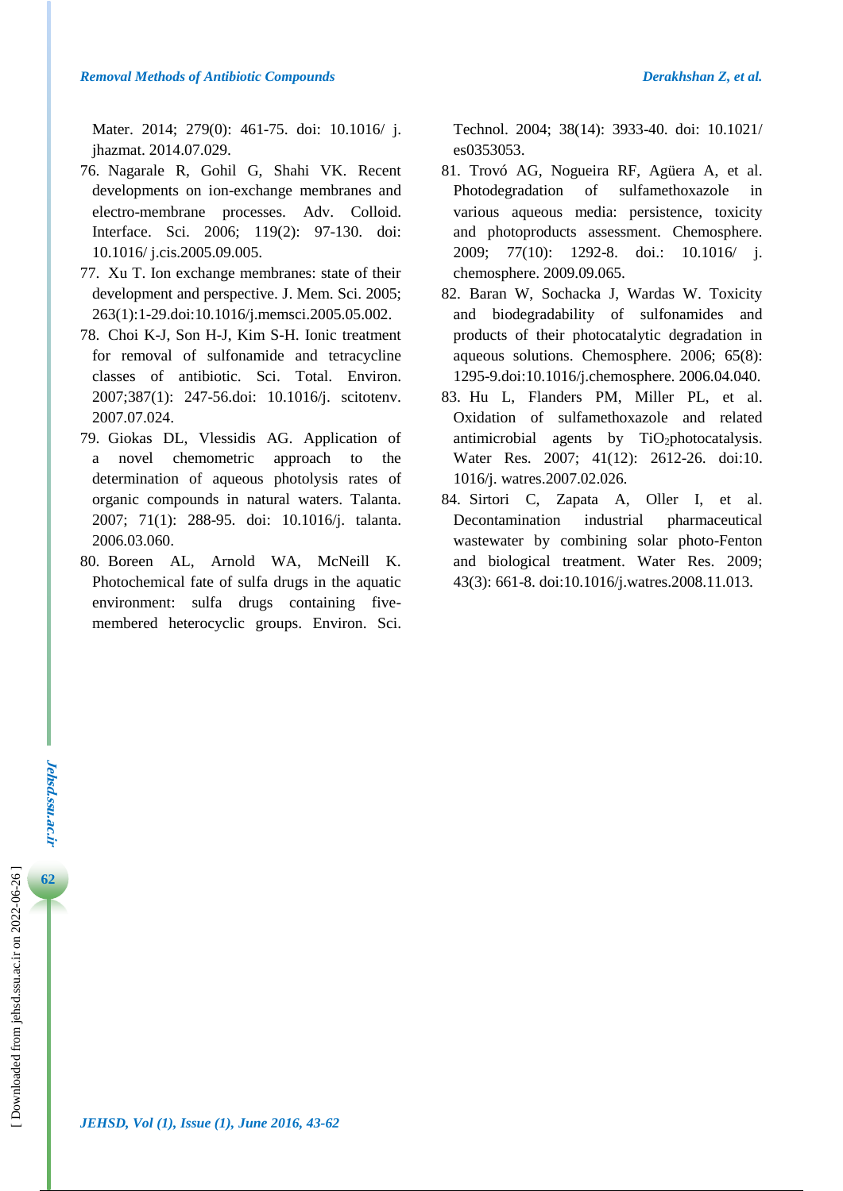Mater. 2014; 279(0): 461-75. doi: 10.1016/ j. jhazmat. 2014.07.029.

76. Nagarale R, Gohil G, Shahi VK. Recent developments on ion-exchange membranes and electro-membrane processes. Adv. Colloid. Interface. Sci. 2006; 119(2): 97-130. doi: 10.1016/ j.cis.2005.09.005.
77. Xu T. Ion exchange membranes: state of their development and perspective. J. Mem. Sci. 2005; 263(1):1-29.doi:10.1016/j.memsci.2005.05.002.
78. Choi K-J, Son H-J, Kim S-H. Ionic treatment for removal of sulfonamide and tetracycline classes of antibiotic. Sci. Total. Environ. 2007;387(1): 247-56.doi: 10.1016/j. scitotenv. 2007.07.024.
79. Giokas DL, Vlessidis AG. Application of a novel chemometric approach to the determination of aqueous photolysis rates of organic compounds in natural waters. Talanta. 2007; 71(1): 288-95. doi: 10.1016/j. talanta. 2006.03.060.
80. Boreen AL, Arnold WA, McNeill K. Photochemical fate of sulfa drugs in the aquatic environment: sulfa drugs containing five-membered heterocyclic groups. Environ. Sci. Technol. 2004; 38(14): 3933-40. doi: 10.1021/ es0353053.
81. Trovó AG, Nogueira RF, Agüera A, et al. Photodegradation of sulfamethoxazole in various aqueous media: persistence, toxicity and photoproducts assessment. Chemosphere. 2009; 77(10): 1292-8. doi.: 10.1016/ j. chemosphere. 2009.09.065.
82. Baran W, Sochacka J, Wardas W. Toxicity and biodegradability of sulfonamides and products of their photocatalytic degradation in aqueous solutions. Chemosphere. 2006; 65(8): 1295-9.doi:10.1016/j.chemosphere. 2006.04.040.
83. Hu L, Flanders PM, Miller PL, et al. Oxidation of sulfamethoxazole and related antimicrobial agents by $TiO_2$photocatalysis. Water Res. 2007; 41(12): 2612-26. doi:10. 1016/j. watres.2007.02.026.
84. Sirtori C, Zapata A, Oller I, et al. Decontamination industrial pharmaceutical wastewater by combining solar photo-Fenton and biological treatment. Water Res. 2009; 43(3): 661-8. doi:10.1016/j.watres.2008.11.013.